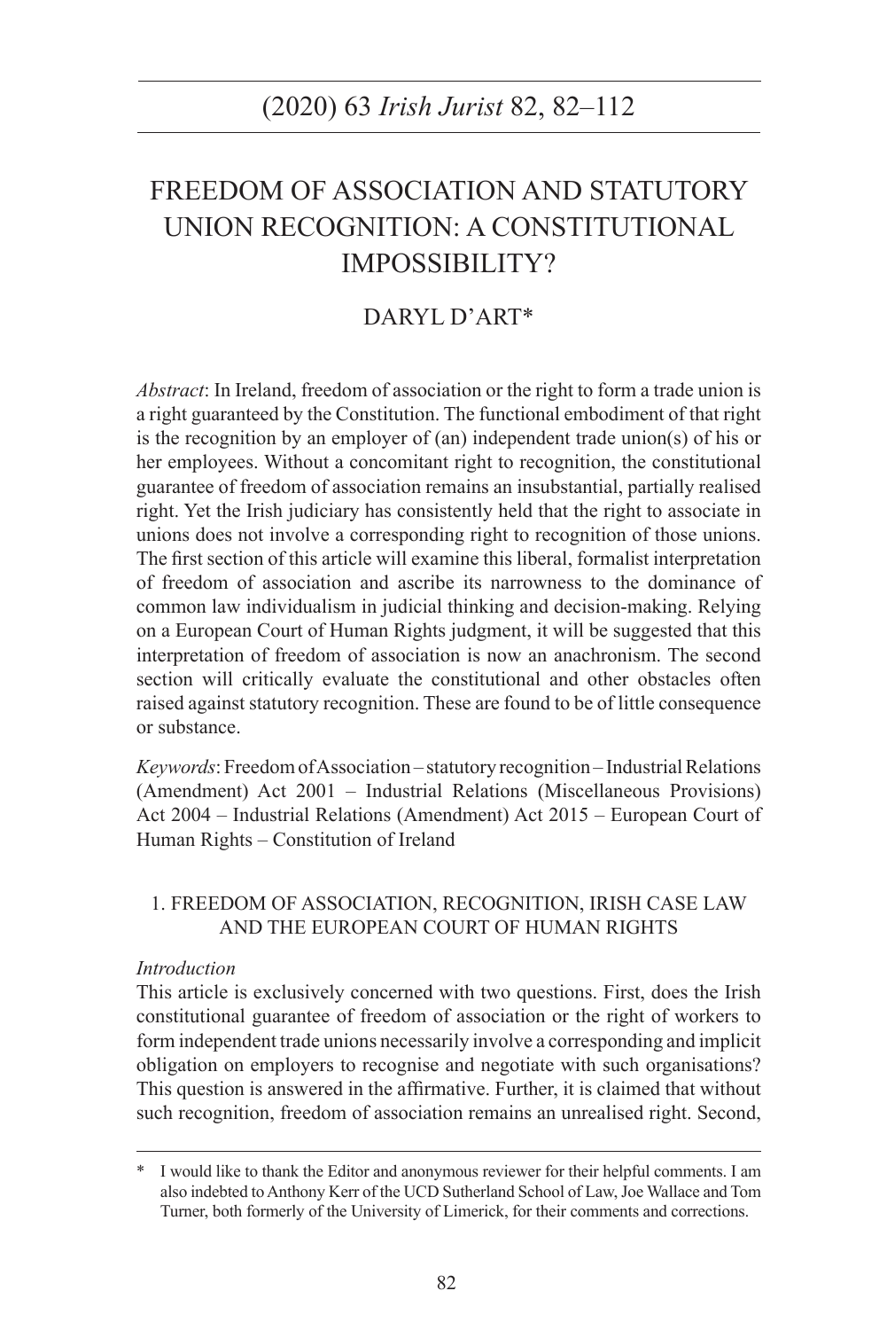# FREEDOM OF ASSOCIATION AND STATUTORY UNION RECOGNITION: A CONSTITUTIONAL IMPOSSIBILITY?

## DARYL D'ART*

*Abstract*: In Ireland, freedom of association or the right to form a trade union is a right guaranteed by the Constitution. The functional embodiment of that right is the recognition by an employer of (an) independent trade union(s) of his or her employees. Without a concomitant right to recognition, the constitutional guarantee of freedom of association remains an insubstantial, partially realised right. Yet the Irish judiciary has consistently held that the right to associate in unions does not involve a corresponding right to recognition of those unions. The first section of this article will examine this liberal, formalist interpretation of freedom of association and ascribe its narrowness to the dominance of common law individualism in judicial thinking and decision-making. Relying on a European Court of Human Rights judgment, it will be suggested that this interpretation of freedom of association is now an anachronism. The second section will critically evaluate the constitutional and other obstacles often raised against statutory recognition. These are found to be of little consequence or substance.

*Keywords*: Freedom of Association – statutory recognition – Industrial Relations (Amendment) Act 2001 – Industrial Relations (Miscellaneous Provisions) Act 2004 – Industrial Relations (Amendment) Act 2015 – European Court of Human Rights – Constitution of Ireland

### 1. FREEDOM OF ASSOCIATION, RECOGNITION, IRISH CASE LAW AND THE EUROPEAN COURT OF HUMAN RIGHTS

*Introduction*

This article is exclusively concerned with two questions. First, does the Irish constitutional guarantee of freedom of association or the right of workers to form independent trade unions necessarily involve a corresponding and implicit obligation on employers to recognise and negotiate with such organisations? This question is answered in the affirmative. Further, it is claimed that without such recognition, freedom of association remains an unrealised right. Second,

---

\* I would like to thank the Editor and anonymous reviewer for their helpful comments. I am also indebted to Anthony Kerr of the UCD Sutherland School of Law, Joe Wallace and Tom Turner, both formerly of the University of Limerick, for their comments and corrections.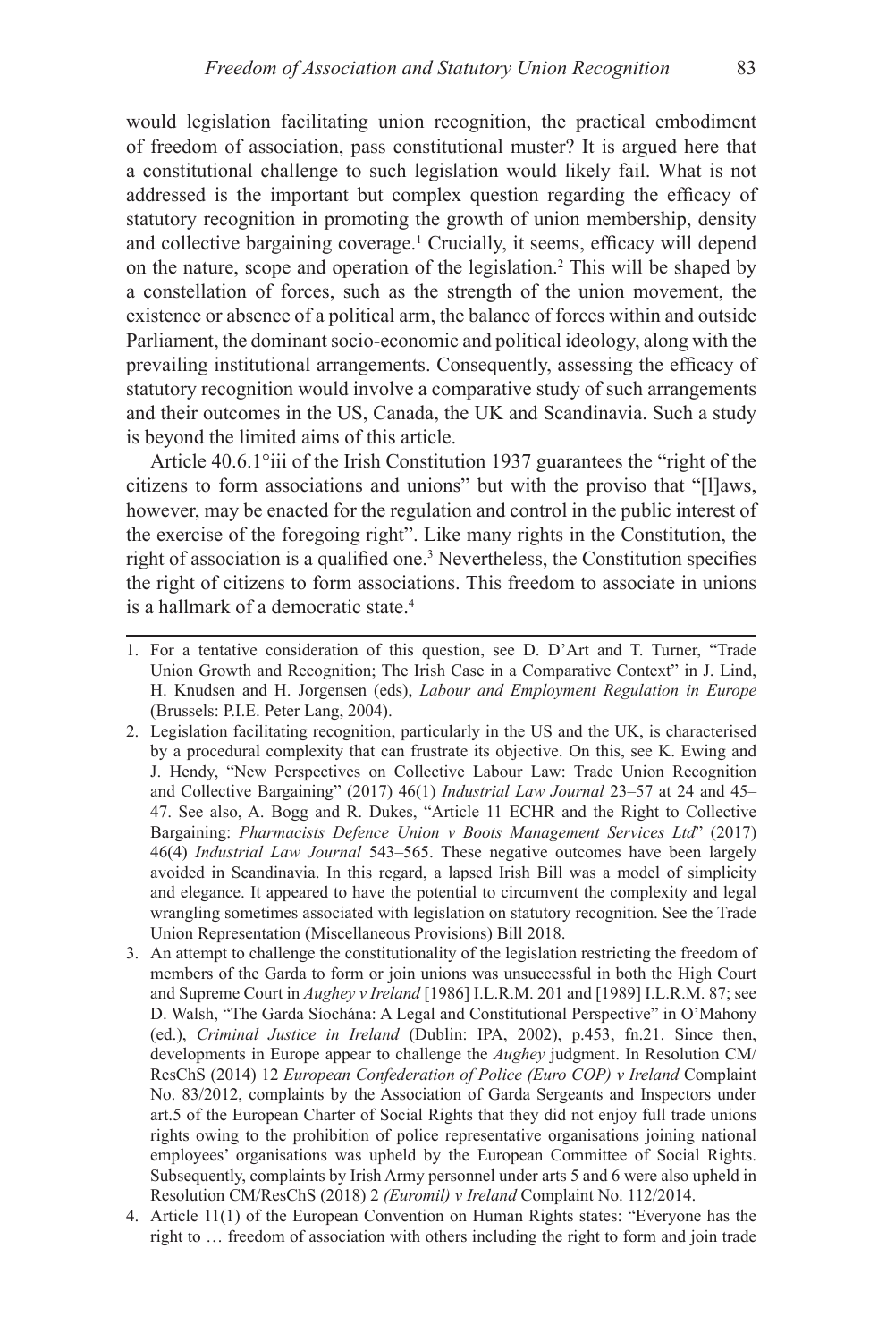would legislation facilitating union recognition, the practical embodiment of freedom of association, pass constitutional muster? It is argued here that a constitutional challenge to such legislation would likely fail. What is not addressed is the important but complex question regarding the efficacy of statutory recognition in promoting the growth of union membership, density and collective bargaining coverage.[1] Crucially, it seems, efficacy will depend on the nature, scope and operation of the legislation.[2] This will be shaped by a constellation of forces, such as the strength of the union movement, the existence or absence of a political arm, the balance of forces within and outside Parliament, the dominant socio-economic and political ideology, along with the prevailing institutional arrangements. Consequently, assessing the efficacy of statutory recognition would involve a comparative study of such arrangements and their outcomes in the US, Canada, the UK and Scandinavia. Such a study is beyond the limited aims of this article.

Article 40.6.1°iii of the Irish Constitution 1937 guarantees the "right of the citizens to form associations and unions" but with the proviso that "[l]aws, however, may be enacted for the regulation and control in the public interest of the exercise of the foregoing right". Like many rights in the Constitution, the right of association is a qualified one.[3] Nevertheless, the Constitution specifies the right of citizens to form associations. This freedom to associate in unions is a hallmark of a democratic state.[4]

---

1. For a tentative consideration of this question, see D. D'Art and T. Turner, "Trade Union Growth and Recognition; The Irish Case in a Comparative Context" in J. Lind, H. Knudsen and H. Jorgensen (eds), *Labour and Employment Regulation in Europe* (Brussels: P.I.E. Peter Lang, 2004).
2. Legislation facilitating recognition, particularly in the US and the UK, is characterised by a procedural complexity that can frustrate its objective. On this, see K. Ewing and J. Hendy, "New Perspectives on Collective Labour Law: Trade Union Recognition and Collective Bargaining" (2017) 46(1) *Industrial Law Journal* 23–57 at 24 and 45–47. See also, A. Bogg and R. Dukes, "Article 11 ECHR and the Right to Collective Bargaining: *Pharmacists Defence Union v Boots Management Services Ltd*" (2017) 46(4) *Industrial Law Journal* 543–565. These negative outcomes have been largely avoided in Scandinavia. In this regard, a lapsed Irish Bill was a model of simplicity and elegance. It appeared to have the potential to circumvent the complexity and legal wrangling sometimes associated with legislation on statutory recognition. See the Trade Union Representation (Miscellaneous Provisions) Bill 2018.
3. An attempt to challenge the constitutionality of the legislation restricting the freedom of members of the Garda to form or join unions was unsuccessful in both the High Court and Supreme Court in *Aughey v Ireland* [1986] I.L.R.M. 201 and [1989] I.L.R.M. 87; see D. Walsh, "The Garda Síochána: A Legal and Constitutional Perspective" in O'Mahony (ed.), *Criminal Justice in Ireland* (Dublin: IPA, 2002), p.453, fn.21. Since then, developments in Europe appear to challenge the *Aughey* judgment. In Resolution CM/ResChS (2014) 12 *European Confederation of Police (Euro COP) v Ireland* Complaint No. 83/2012, complaints by the Association of Garda Sergeants and Inspectors under art.5 of the European Charter of Social Rights that they did not enjoy full trade unions rights owing to the prohibition of police representative organisations joining national employees' organisations was upheld by the European Committee of Social Rights. Subsequently, complaints by Irish Army personnel under arts 5 and 6 were also upheld in Resolution CM/ResChS (2018) 2 *(Euromil) v Ireland* Complaint No. 112/2014.
4. Article 11(1) of the European Convention on Human Rights states: "Everyone has the right to … freedom of association with others including the right to form and join trade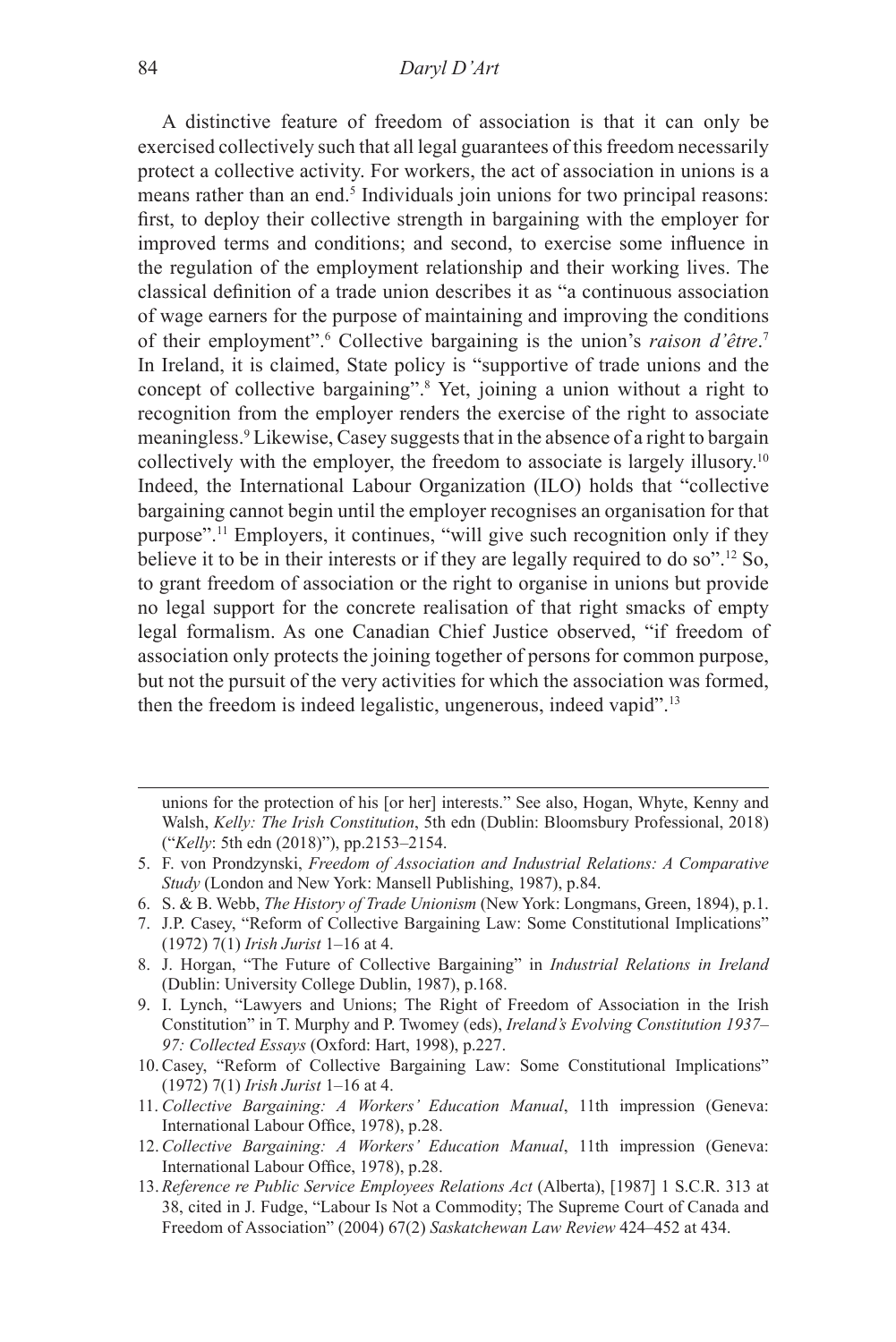A distinctive feature of freedom of association is that it can only be exercised collectively such that all legal guarantees of this freedom necessarily protect a collective activity. For workers, the act of association in unions is a means rather than an end.[5] Individuals join unions for two principal reasons: first, to deploy their collective strength in bargaining with the employer for improved terms and conditions; and second, to exercise some influence in the regulation of the employment relationship and their working lives. The classical definition of a trade union describes it as "a continuous association of wage earners for the purpose of maintaining and improving the conditions of their employment".[6] Collective bargaining is the union's *raison d'être*.[7] In Ireland, it is claimed, State policy is "supportive of trade unions and the concept of collective bargaining".[8] Yet, joining a union without a right to recognition from the employer renders the exercise of the right to associate meaningless.[9] Likewise, Casey suggests that in the absence of a right to bargain collectively with the employer, the freedom to associate is largely illusory.[10] Indeed, the International Labour Organization (ILO) holds that "collective bargaining cannot begin until the employer recognises an organisation for that purpose".[11] Employers, it continues, "will give such recognition only if they believe it to be in their interests or if they are legally required to do so".[12] So, to grant freedom of association or the right to organise in unions but provide no legal support for the concrete realisation of that right smacks of empty legal formalism. As one Canadian Chief Justice observed, "if freedom of association only protects the joining together of persons for common purpose, but not the pursuit of the very activities for which the association was formed, then the freedom is indeed legalistic, ungenerous, indeed vapid".[13]

---

unions for the protection of his [or her] interests." See also, Hogan, Whyte, Kenny and Walsh, *Kelly: The Irish Constitution*, 5th edn (Dublin: Bloomsbury Professional, 2018) ("*Kelly*: 5th edn (2018)"), pp.2153–2154.

5. F. von Prondzynski, *Freedom of Association and Industrial Relations: A Comparative Study* (London and New York: Mansell Publishing, 1987), p.84.
6. S. & B. Webb, *The History of Trade Unionism* (New York: Longmans, Green, 1894), p.1.
7. J.P. Casey, "Reform of Collective Bargaining Law: Some Constitutional Implications" (1972) 7(1) *Irish Jurist* 1–16 at 4.
8. J. Horgan, "The Future of Collective Bargaining" in *Industrial Relations in Ireland* (Dublin: University College Dublin, 1987), p.168.
9. I. Lynch, "Lawyers and Unions; The Right of Freedom of Association in the Irish Constitution" in T. Murphy and P. Twomey (eds), *Ireland's Evolving Constitution 1937–97: Collected Essays* (Oxford: Hart, 1998), p.227.
10. Casey, "Reform of Collective Bargaining Law: Some Constitutional Implications" (1972) 7(1) *Irish Jurist* 1–16 at 4.
11. *Collective Bargaining: A Workers' Education Manual*, 11th impression (Geneva: International Labour Office, 1978), p.28.
12. *Collective Bargaining: A Workers' Education Manual*, 11th impression (Geneva: International Labour Office, 1978), p.28.
13. *Reference re Public Service Employees Relations Act* (Alberta), [1987] 1 S.C.R. 313 at 38, cited in J. Fudge, "Labour Is Not a Commodity; The Supreme Court of Canada and Freedom of Association" (2004) 67(2) *Saskatchewan Law Review* 424–452 at 434.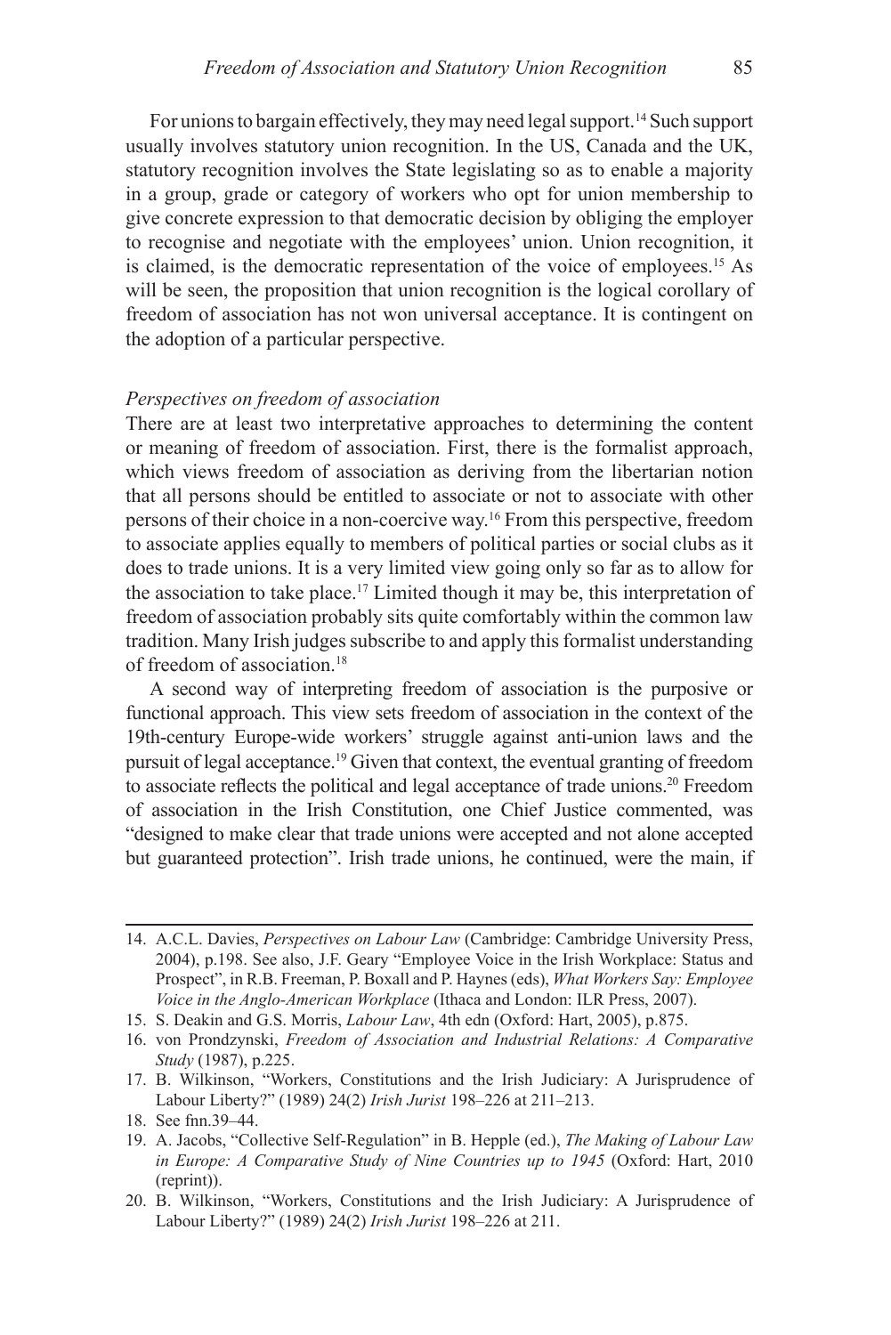For unions to bargain effectively, they may need legal support.[14] Such support usually involves statutory union recognition. In the US, Canada and the UK, statutory recognition involves the State legislating so as to enable a majority in a group, grade or category of workers who opt for union membership to give concrete expression to that democratic decision by obliging the employer to recognise and negotiate with the employees' union. Union recognition, it is claimed, is the democratic representation of the voice of employees.[15] As will be seen, the proposition that union recognition is the logical corollary of freedom of association has not won universal acceptance. It is contingent on the adoption of a particular perspective.

*Perspectives on freedom of association*

There are at least two interpretative approaches to determining the content or meaning of freedom of association. First, there is the formalist approach, which views freedom of association as deriving from the libertarian notion that all persons should be entitled to associate or not to associate with other persons of their choice in a non-coercive way.[16] From this perspective, freedom to associate applies equally to members of political parties or social clubs as it does to trade unions. It is a very limited view going only so far as to allow for the association to take place.[17] Limited though it may be, this interpretation of freedom of association probably sits quite comfortably within the common law tradition. Many Irish judges subscribe to and apply this formalist understanding of freedom of association.[18]

A second way of interpreting freedom of association is the purposive or functional approach. This view sets freedom of association in the context of the 19th-century Europe-wide workers' struggle against anti-union laws and the pursuit of legal acceptance.[19] Given that context, the eventual granting of freedom to associate reflects the political and legal acceptance of trade unions.[20] Freedom of association in the Irish Constitution, one Chief Justice commented, was "designed to make clear that trade unions were accepted and not alone accepted but guaranteed protection". Irish trade unions, he continued, were the main, if

14. A.C.L. Davies, *Perspectives on Labour Law* (Cambridge: Cambridge University Press, 2004), p.198. See also, J.F. Geary "Employee Voice in the Irish Workplace: Status and Prospect", in R.B. Freeman, P. Boxall and P. Haynes (eds), *What Workers Say: Employee Voice in the Anglo-American Workplace* (Ithaca and London: ILR Press, 2007).
15. S. Deakin and G.S. Morris, *Labour Law*, 4th edn (Oxford: Hart, 2005), p.875.
16. von Prondzynski, *Freedom of Association and Industrial Relations: A Comparative Study* (1987), p.225.
17. B. Wilkinson, "Workers, Constitutions and the Irish Judiciary: A Jurisprudence of Labour Liberty?" (1989) 24(2) *Irish Jurist* 198–226 at 211–213.
18. See fnn.39–44.
19. A. Jacobs, "Collective Self-Regulation" in B. Hepple (ed.), *The Making of Labour Law in Europe: A Comparative Study of Nine Countries up to 1945* (Oxford: Hart, 2010 (reprint)).
20. B. Wilkinson, "Workers, Constitutions and the Irish Judiciary: A Jurisprudence of Labour Liberty?" (1989) 24(2) *Irish Jurist* 198–226 at 211.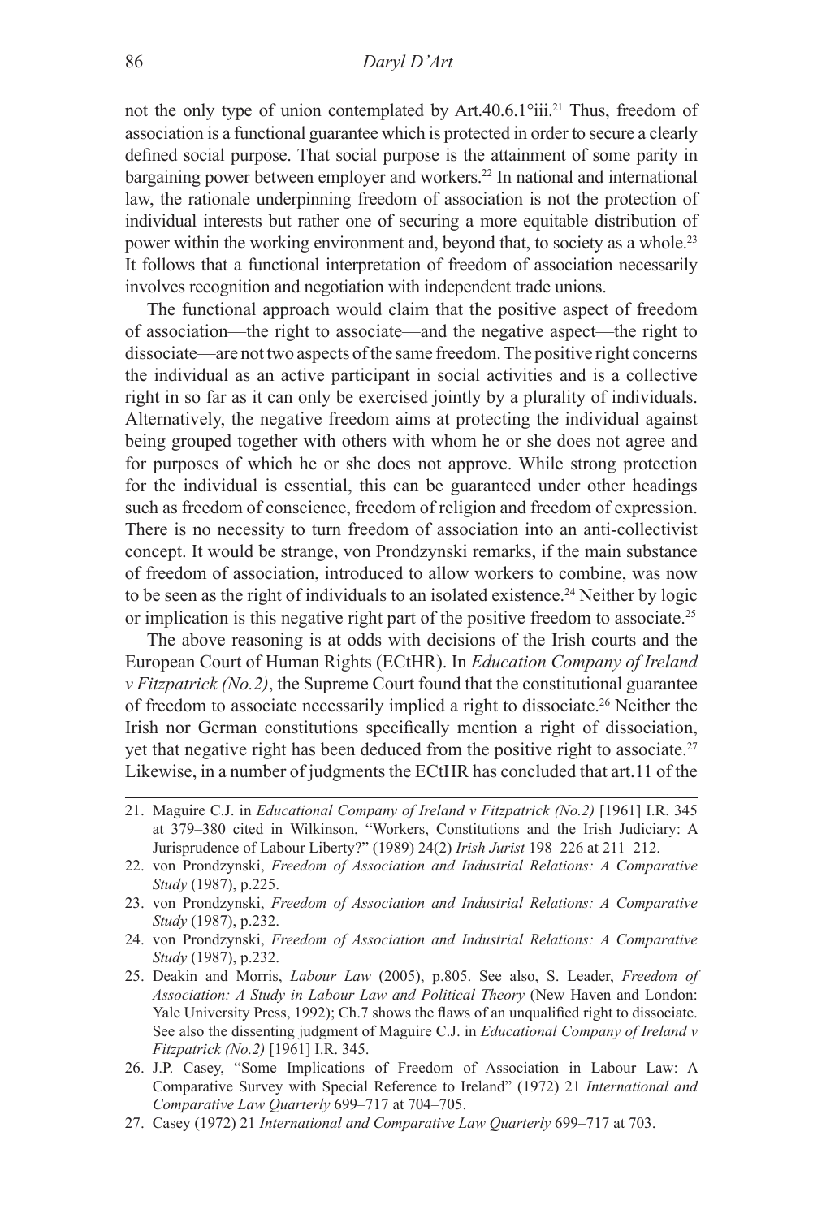not the only type of union contemplated by Art.40.6.1°iii.[21] Thus, freedom of association is a functional guarantee which is protected in order to secure a clearly defined social purpose. That social purpose is the attainment of some parity in bargaining power between employer and workers.[22] In national and international law, the rationale underpinning freedom of association is not the protection of individual interests but rather one of securing a more equitable distribution of power within the working environment and, beyond that, to society as a whole.[23] It follows that a functional interpretation of freedom of association necessarily involves recognition and negotiation with independent trade unions.

The functional approach would claim that the positive aspect of freedom of association—the right to associate—and the negative aspect—the right to dissociate—are not two aspects of the same freedom. The positive right concerns the individual as an active participant in social activities and is a collective right in so far as it can only be exercised jointly by a plurality of individuals. Alternatively, the negative freedom aims at protecting the individual against being grouped together with others with whom he or she does not agree and for purposes of which he or she does not approve. While strong protection for the individual is essential, this can be guaranteed under other headings such as freedom of conscience, freedom of religion and freedom of expression. There is no necessity to turn freedom of association into an anti-collectivist concept. It would be strange, von Prondzynski remarks, if the main substance of freedom of association, introduced to allow workers to combine, was now to be seen as the right of individuals to an isolated existence.[24] Neither by logic or implication is this negative right part of the positive freedom to associate.[25]

The above reasoning is at odds with decisions of the Irish courts and the European Court of Human Rights (ECtHR). In *Education Company of Ireland v Fitzpatrick (No.2)*, the Supreme Court found that the constitutional guarantee of freedom to associate necessarily implied a right to dissociate.[26] Neither the Irish nor German constitutions specifically mention a right of dissociation, yet that negative right has been deduced from the positive right to associate.[27] Likewise, in a number of judgments the ECtHR has concluded that art.11 of the

---

21. Maguire C.J. in *Educational Company of Ireland v Fitzpatrick (No.2)* [1961] I.R. 345 at 379–380 cited in Wilkinson, "Workers, Constitutions and the Irish Judiciary: A Jurisprudence of Labour Liberty?" (1989) 24(2) *Irish Jurist* 198–226 at 211–212.
22. von Prondzynski, *Freedom of Association and Industrial Relations: A Comparative Study* (1987), p.225.
23. von Prondzynski, *Freedom of Association and Industrial Relations: A Comparative Study* (1987), p.232.
24. von Prondzynski, *Freedom of Association and Industrial Relations: A Comparative Study* (1987), p.232.
25. Deakin and Morris, *Labour Law* (2005), p.805. See also, S. Leader, *Freedom of Association: A Study in Labour Law and Political Theory* (New Haven and London: Yale University Press, 1992); Ch.7 shows the flaws of an unqualified right to dissociate. See also the dissenting judgment of Maguire C.J. in *Educational Company of Ireland v Fitzpatrick (No.2)* [1961] I.R. 345.
26. J.P. Casey, "Some Implications of Freedom of Association in Labour Law: A Comparative Survey with Special Reference to Ireland" (1972) 21 *International and Comparative Law Quarterly* 699–717 at 704–705.
27. Casey (1972) 21 *International and Comparative Law Quarterly* 699–717 at 703.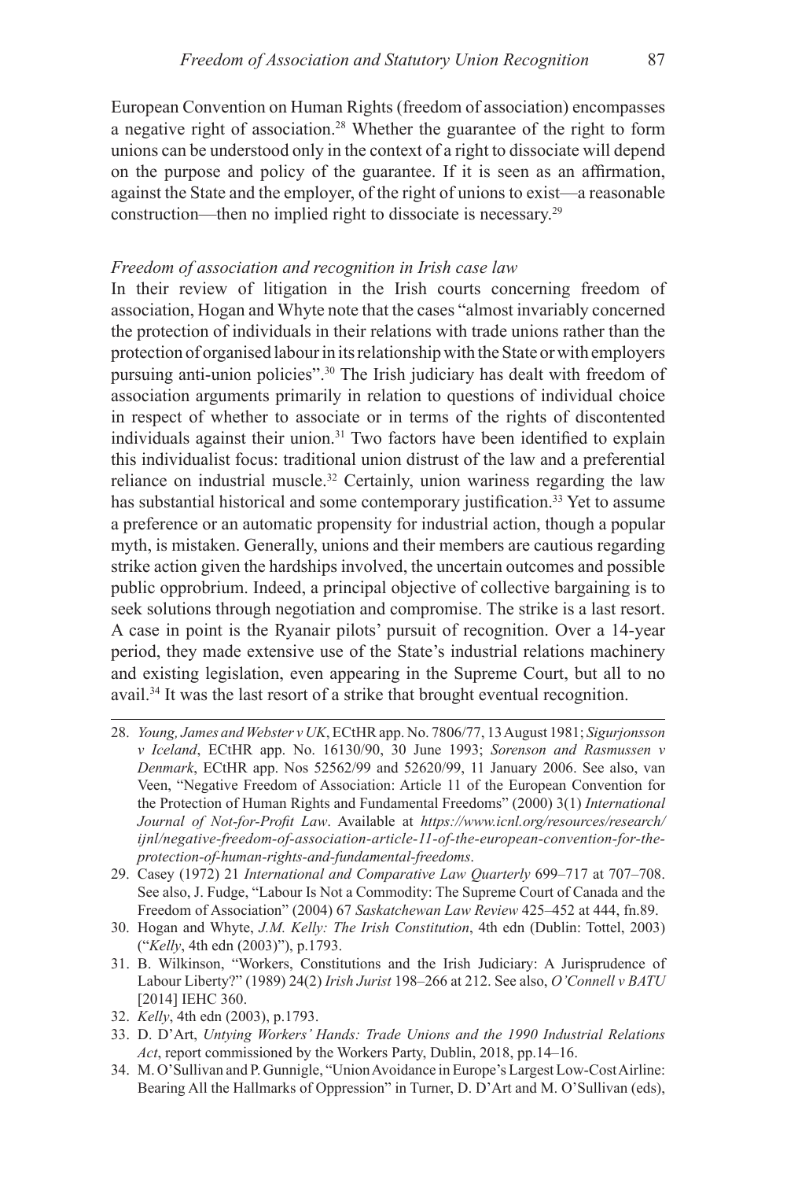European Convention on Human Rights (freedom of association) encompasses a negative right of association.[28] Whether the guarantee of the right to form unions can be understood only in the context of a right to dissociate will depend on the purpose and policy of the guarantee. If it is seen as an affirmation, against the State and the employer, of the right of unions to exist—a reasonable construction—then no implied right to dissociate is necessary.[29]

### *Freedom of association and recognition in Irish case law*

In their review of litigation in the Irish courts concerning freedom of association, Hogan and Whyte note that the cases "almost invariably concerned the protection of individuals in their relations with trade unions rather than the protection of organised labour in its relationship with the State or with employers pursuing anti-union policies".[30] The Irish judiciary has dealt with freedom of association arguments primarily in relation to questions of individual choice in respect of whether to associate or in terms of the rights of discontented individuals against their union.[31] Two factors have been identified to explain this individualist focus: traditional union distrust of the law and a preferential reliance on industrial muscle.[32] Certainly, union wariness regarding the law has substantial historical and some contemporary justification.[33] Yet to assume a preference or an automatic propensity for industrial action, though a popular myth, is mistaken. Generally, unions and their members are cautious regarding strike action given the hardships involved, the uncertain outcomes and possible public opprobrium. Indeed, a principal objective of collective bargaining is to seek solutions through negotiation and compromise. The strike is a last resort. A case in point is the Ryanair pilots' pursuit of recognition. Over a 14-year period, they made extensive use of the State's industrial relations machinery and existing legislation, even appearing in the Supreme Court, but all to no avail.[34] It was the last resort of a strike that brought eventual recognition.

---

28. *Young, James and Webster v UK*, ECtHR app. No. 7806/77, 13 August 1981; *Sigurjonsson v Iceland*, ECtHR app. No. 16130/90, 30 June 1993; *Sorenson and Rasmussen v Denmark*, ECtHR app. Nos 52562/99 and 52620/99, 11 January 2006. See also, van Veen, "Negative Freedom of Association: Article 11 of the European Convention for the Protection of Human Rights and Fundamental Freedoms" (2000) 3(1) *International Journal of Not-for-Profit Law*. Available at *https://www.icnl.org/resources/research/ijnl/negative-freedom-of-association-article-11-of-the-european-convention-for-the-protection-of-human-rights-and-fundamental-freedoms*.
29. Casey (1972) 21 *International and Comparative Law Quarterly* 699–717 at 707–708. See also, J. Fudge, "Labour Is Not a Commodity: The Supreme Court of Canada and the Freedom of Association" (2004) 67 *Saskatchewan Law Review* 425–452 at 444, fn.89.
30. Hogan and Whyte, *J.M. Kelly: The Irish Constitution*, 4th edn (Dublin: Tottel, 2003) ("*Kelly*, 4th edn (2003)"), p.1793.
31. B. Wilkinson, "Workers, Constitutions and the Irish Judiciary: A Jurisprudence of Labour Liberty?" (1989) 24(2) *Irish Jurist* 198–266 at 212. See also, *O'Connell v BATU* [2014] IEHC 360.
32. *Kelly*, 4th edn (2003), p.1793.
33. D. D'Art, *Untying Workers' Hands: Trade Unions and the 1990 Industrial Relations Act*, report commissioned by the Workers Party, Dublin, 2018, pp.14–16.
34. M. O'Sullivan and P. Gunnigle, "Union Avoidance in Europe's Largest Low-Cost Airline: Bearing All the Hallmarks of Oppression" in Turner, D. D'Art and M. O'Sullivan (eds),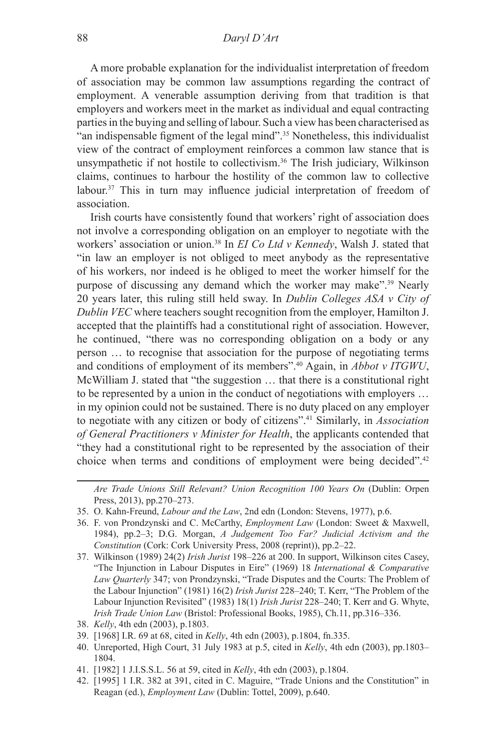A more probable explanation for the individualist interpretation of freedom of association may be common law assumptions regarding the contract of employment. A venerable assumption deriving from that tradition is that employers and workers meet in the market as individual and equal contracting parties in the buying and selling of labour. Such a view has been characterised as "an indispensable figment of the legal mind".[35] Nonetheless, this individualist view of the contract of employment reinforces a common law stance that is unsympathetic if not hostile to collectivism.[36] The Irish judiciary, Wilkinson claims, continues to harbour the hostility of the common law to collective labour.[37] This in turn may influence judicial interpretation of freedom of association.

Irish courts have consistently found that workers' right of association does not involve a corresponding obligation on an employer to negotiate with the workers' association or union.[38] In *EI Co Ltd v Kennedy*, Walsh J. stated that "in law an employer is not obliged to meet anybody as the representative of his workers, nor indeed is he obliged to meet the worker himself for the purpose of discussing any demand which the worker may make".[39] Nearly 20 years later, this ruling still held sway. In *Dublin Colleges ASA v City of Dublin VEC* where teachers sought recognition from the employer, Hamilton J. accepted that the plaintiffs had a constitutional right of association. However, he continued, "there was no corresponding obligation on a body or any person … to recognise that association for the purpose of negotiating terms and conditions of employment of its members".[40] Again, in *Abbot v ITGWU*, McWilliam J. stated that "the suggestion … that there is a constitutional right to be represented by a union in the conduct of negotiations with employers … in my opinion could not be sustained. There is no duty placed on any employer to negotiate with any citizen or body of citizens".[41] Similarly, in *Association of General Practitioners v Minister for Health*, the applicants contended that "they had a constitutional right to be represented by the association of their choice when terms and conditions of employment were being decided".[42]

---

*Are Trade Unions Still Relevant? Union Recognition 100 Years On* (Dublin: Orpen Press, 2013), pp.270–273.

35. O. Kahn-Freund, *Labour and the Law*, 2nd edn (London: Stevens, 1977), p.6.
36. F. von Prondzynski and C. McCarthy, *Employment Law* (London: Sweet & Maxwell, 1984), pp.2–3; D.G. Morgan, *A Judgement Too Far? Judicial Activism and the Constitution* (Cork: Cork University Press, 2008 (reprint)), pp.2–22.
37. Wilkinson (1989) 24(2) *Irish Jurist* 198–226 at 200. In support, Wilkinson cites Casey, "The Injunction in Labour Disputes in Eire" (1969) 18 *International & Comparative Law Quarterly* 347; von Prondzynski, "Trade Disputes and the Courts: The Problem of the Labour Injunction" (1981) 16(2) *Irish Jurist* 228–240; T. Kerr, "The Problem of the Labour Injunction Revisited" (1983) 18(1) *Irish Jurist* 228–240; T. Kerr and G. Whyte, *Irish Trade Union Law* (Bristol: Professional Books, 1985), Ch.11, pp.316–336.
38. *Kelly*, 4th edn (2003), p.1803.
39. [1968] I.R. 69 at 68, cited in *Kelly*, 4th edn (2003), p.1804, fn.335.
40. Unreported, High Court, 31 July 1983 at p.5, cited in *Kelly*, 4th edn (2003), pp.1803–1804.
41. [1982] 1 J.I.S.S.L. 56 at 59, cited in *Kelly*, 4th edn (2003), p.1804.
42. [1995] 1 I.R. 382 at 391, cited in C. Maguire, "Trade Unions and the Constitution" in Reagan (ed.), *Employment Law* (Dublin: Tottel, 2009), p.640.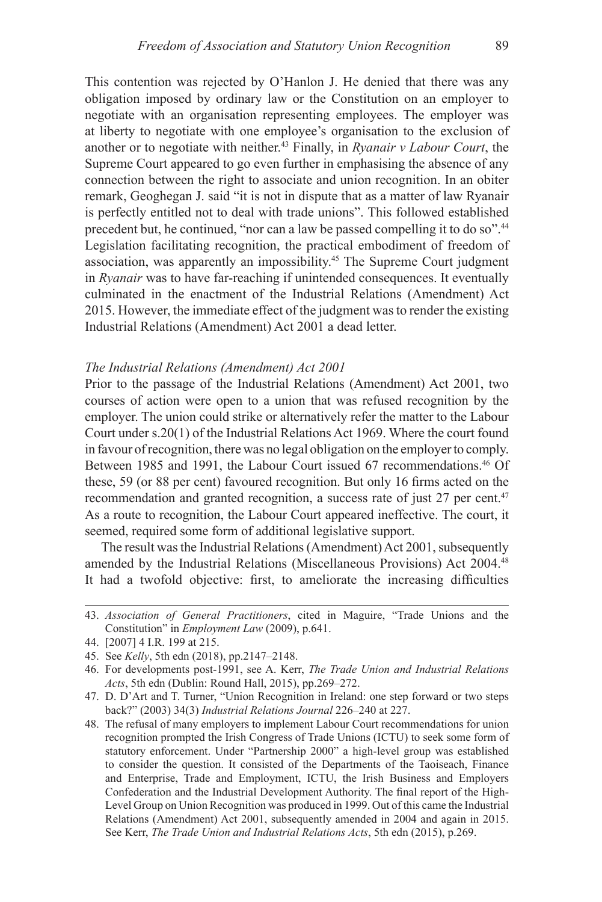This contention was rejected by O'Hanlon J. He denied that there was any obligation imposed by ordinary law or the Constitution on an employer to negotiate with an organisation representing employees. The employer was at liberty to negotiate with one employee's organisation to the exclusion of another or to negotiate with neither.[43] Finally, in *Ryanair v Labour Court*, the Supreme Court appeared to go even further in emphasising the absence of any connection between the right to associate and union recognition. In an obiter remark, Geoghegan J. said "it is not in dispute that as a matter of law Ryanair is perfectly entitled not to deal with trade unions". This followed established precedent but, he continued, "nor can a law be passed compelling it to do so".[44] Legislation facilitating recognition, the practical embodiment of freedom of association, was apparently an impossibility.[45] The Supreme Court judgment in *Ryanair* was to have far-reaching if unintended consequences. It eventually culminated in the enactment of the Industrial Relations (Amendment) Act 2015. However, the immediate effect of the judgment was to render the existing Industrial Relations (Amendment) Act 2001 a dead letter.

### *The Industrial Relations (Amendment) Act 2001*

Prior to the passage of the Industrial Relations (Amendment) Act 2001, two courses of action were open to a union that was refused recognition by the employer. The union could strike or alternatively refer the matter to the Labour Court under s.20(1) of the Industrial Relations Act 1969. Where the court found in favour of recognition, there was no legal obligation on the employer to comply. Between 1985 and 1991, the Labour Court issued 67 recommendations.[46] Of these, 59 (or 88 per cent) favoured recognition. But only 16 firms acted on the recommendation and granted recognition, a success rate of just 27 per cent.[47] As a route to recognition, the Labour Court appeared ineffective. The court, it seemed, required some form of additional legislative support.

The result was the Industrial Relations (Amendment) Act 2001, subsequently amended by the Industrial Relations (Miscellaneous Provisions) Act 2004.[48] It had a twofold objective: first, to ameliorate the increasing difficulties

---

43. *Association of General Practitioners*, cited in Maguire, "Trade Unions and the Constitution" in *Employment Law* (2009), p.641.
44. [2007] 4 I.R. 199 at 215.
45. See *Kelly*, 5th edn (2018), pp.2147–2148.
46. For developments post-1991, see A. Kerr, *The Trade Union and Industrial Relations Acts*, 5th edn (Dublin: Round Hall, 2015), pp.269–272.
47. D. D'Art and T. Turner, "Union Recognition in Ireland: one step forward or two steps back?" (2003) 34(3) *Industrial Relations Journal* 226–240 at 227.
48. The refusal of many employers to implement Labour Court recommendations for union recognition prompted the Irish Congress of Trade Unions (ICTU) to seek some form of statutory enforcement. Under "Partnership 2000" a high-level group was established to consider the question. It consisted of the Departments of the Taoiseach, Finance and Enterprise, Trade and Employment, ICTU, the Irish Business and Employers Confederation and the Industrial Development Authority. The final report of the High-Level Group on Union Recognition was produced in 1999. Out of this came the Industrial Relations (Amendment) Act 2001, subsequently amended in 2004 and again in 2015. See Kerr, *The Trade Union and Industrial Relations Acts*, 5th edn (2015), p.269.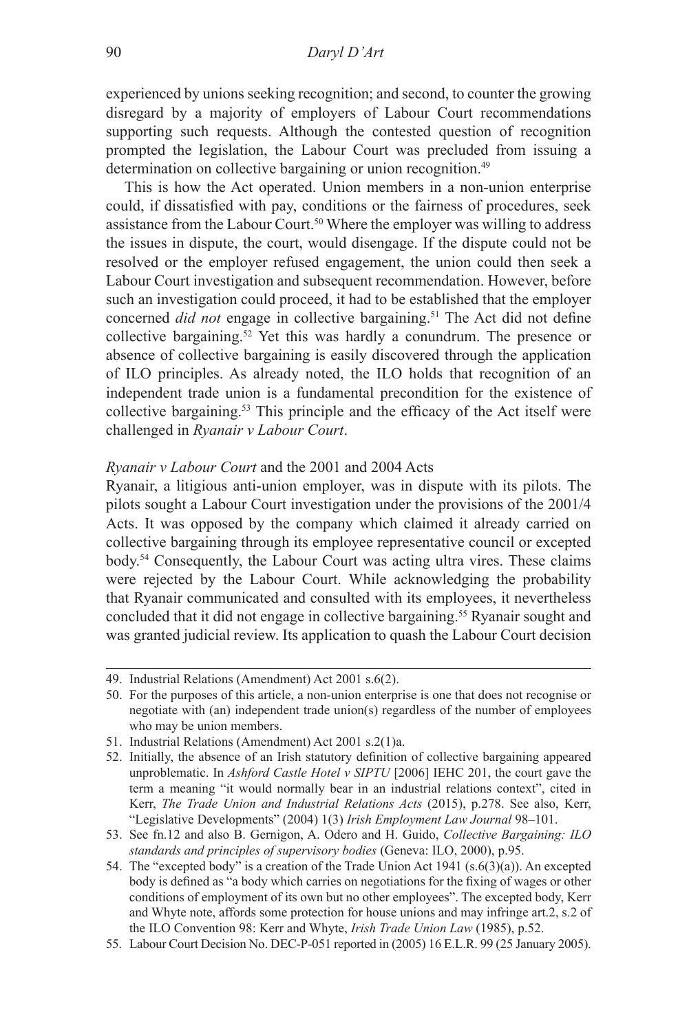experienced by unions seeking recognition; and second, to counter the growing disregard by a majority of employers of Labour Court recommendations supporting such requests. Although the contested question of recognition prompted the legislation, the Labour Court was precluded from issuing a determination on collective bargaining or union recognition.[49]

This is how the Act operated. Union members in a non-union enterprise could, if dissatisfied with pay, conditions or the fairness of procedures, seek assistance from the Labour Court.[50] Where the employer was willing to address the issues in dispute, the court, would disengage. If the dispute could not be resolved or the employer refused engagement, the union could then seek a Labour Court investigation and subsequent recommendation. However, before such an investigation could proceed, it had to be established that the employer concerned *did not* engage in collective bargaining.[51] The Act did not define collective bargaining.[52] Yet this was hardly a conundrum. The presence or absence of collective bargaining is easily discovered through the application of ILO principles. As already noted, the ILO holds that recognition of an independent trade union is a fundamental precondition for the existence of collective bargaining.[53] This principle and the efficacy of the Act itself were challenged in *Ryanair v Labour Court*.

### *Ryanair v Labour Court* and the 2001 and 2004 Acts

Ryanair, a litigious anti-union employer, was in dispute with its pilots. The pilots sought a Labour Court investigation under the provisions of the 2001/4 Acts. It was opposed by the company which claimed it already carried on collective bargaining through its employee representative council or excepted body.[54] Consequently, the Labour Court was acting ultra vires. These claims were rejected by the Labour Court. While acknowledging the probability that Ryanair communicated and consulted with its employees, it nevertheless concluded that it did not engage in collective bargaining.[55] Ryanair sought and was granted judicial review. Its application to quash the Labour Court decision

---

49. Industrial Relations (Amendment) Act 2001 s.6(2).
50. For the purposes of this article, a non-union enterprise is one that does not recognise or negotiate with (an) independent trade union(s) regardless of the number of employees who may be union members.
51. Industrial Relations (Amendment) Act 2001 s.2(1)a.
52. Initially, the absence of an Irish statutory definition of collective bargaining appeared unproblematic. In *Ashford Castle Hotel v SIPTU* [2006] IEHC 201, the court gave the term a meaning "it would normally bear in an industrial relations context", cited in Kerr, *The Trade Union and Industrial Relations Acts* (2015), p.278. See also, Kerr, "Legislative Developments" (2004) 1(3) *Irish Employment Law Journal* 98–101.
53. See fn.12 and also B. Gernigon, A. Odero and H. Guido, *Collective Bargaining: ILO standards and principles of supervisory bodies* (Geneva: ILO, 2000), p.95.
54. The "excepted body" is a creation of the Trade Union Act 1941 (s.6(3)(a)). An excepted body is defined as "a body which carries on negotiations for the fixing of wages or other conditions of employment of its own but no other employees". The excepted body, Kerr and Whyte note, affords some protection for house unions and may infringe art.2, s.2 of the ILO Convention 98: Kerr and Whyte, *Irish Trade Union Law* (1985), p.52.
55. Labour Court Decision No. DEC-P-051 reported in (2005) 16 E.L.R. 99 (25 January 2005).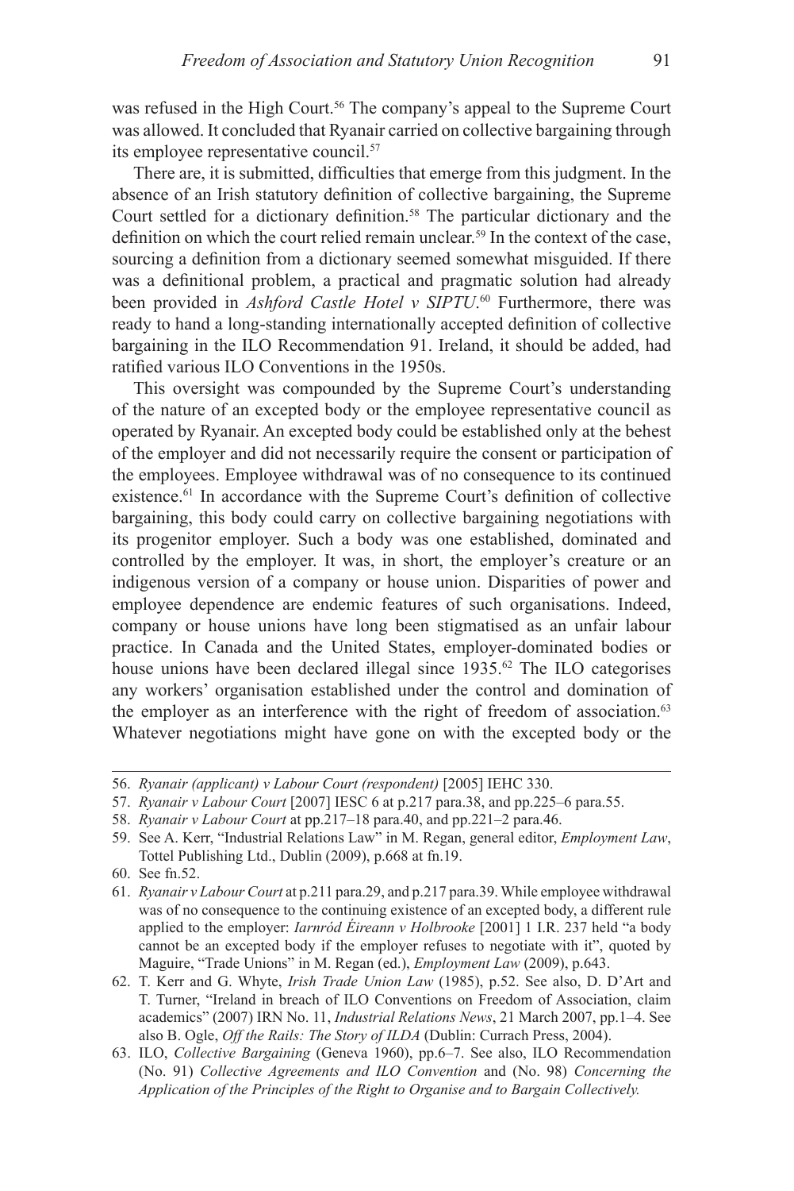was refused in the High Court.[56] The company's appeal to the Supreme Court was allowed. It concluded that Ryanair carried on collective bargaining through its employee representative council.[57]

There are, it is submitted, difficulties that emerge from this judgment. In the absence of an Irish statutory definition of collective bargaining, the Supreme Court settled for a dictionary definition.[58] The particular dictionary and the definition on which the court relied remain unclear.[59] In the context of the case, sourcing a definition from a dictionary seemed somewhat misguided. If there was a definitional problem, a practical and pragmatic solution had already been provided in *Ashford Castle Hotel v SIPTU*.[60] Furthermore, there was ready to hand a long-standing internationally accepted definition of collective bargaining in the ILO Recommendation 91. Ireland, it should be added, had ratified various ILO Conventions in the 1950s.

This oversight was compounded by the Supreme Court's understanding of the nature of an excepted body or the employee representative council as operated by Ryanair. An excepted body could be established only at the behest of the employer and did not necessarily require the consent or participation of the employees. Employee withdrawal was of no consequence to its continued existence.[61] In accordance with the Supreme Court's definition of collective bargaining, this body could carry on collective bargaining negotiations with its progenitor employer. Such a body was one established, dominated and controlled by the employer. It was, in short, the employer's creature or an indigenous version of a company or house union. Disparities of power and employee dependence are endemic features of such organisations. Indeed, company or house unions have long been stigmatised as an unfair labour practice. In Canada and the United States, employer-dominated bodies or house unions have been declared illegal since 1935.[62] The ILO categorises any workers' organisation established under the control and domination of the employer as an interference with the right of freedom of association.[63] Whatever negotiations might have gone on with the excepted body or the

---

56. *Ryanair (applicant) v Labour Court (respondent)* [2005] IEHC 330.

57. *Ryanair v Labour Court* [2007] IESC 6 at p.217 para.38, and pp.225–6 para.55.

58. *Ryanair v Labour Court* at pp.217–18 para.40, and pp.221–2 para.46.

59. See A. Kerr, "Industrial Relations Law" in M. Regan, general editor, *Employment Law*, Tottel Publishing Ltd., Dublin (2009), p.668 at fn.19.

60. See fn.52.

61. *Ryanair v Labour Court* at p.211 para.29, and p.217 para.39. While employee withdrawal was of no consequence to the continuing existence of an excepted body, a different rule applied to the employer: *Iarnród Éireann v Holbrooke* [2001] 1 I.R. 237 held "a body cannot be an excepted body if the employer refuses to negotiate with it", quoted by Maguire, "Trade Unions" in M. Regan (ed.), *Employment Law* (2009), p.643.

62. T. Kerr and G. Whyte, *Irish Trade Union Law* (1985), p.52. See also, D. D'Art and T. Turner, "Ireland in breach of ILO Conventions on Freedom of Association, claim academics" (2007) IRN No. 11, *Industrial Relations News*, 21 March 2007, pp.1–4. See also B. Ogle, *Off the Rails: The Story of ILDA* (Dublin: Currach Press, 2004).

63. ILO, *Collective Bargaining* (Geneva 1960), pp.6–7. See also, ILO Recommendation (No. 91) *Collective Agreements and ILO Convention* and (No. 98) *Concerning the Application of the Principles of the Right to Organise and to Bargain Collectively.*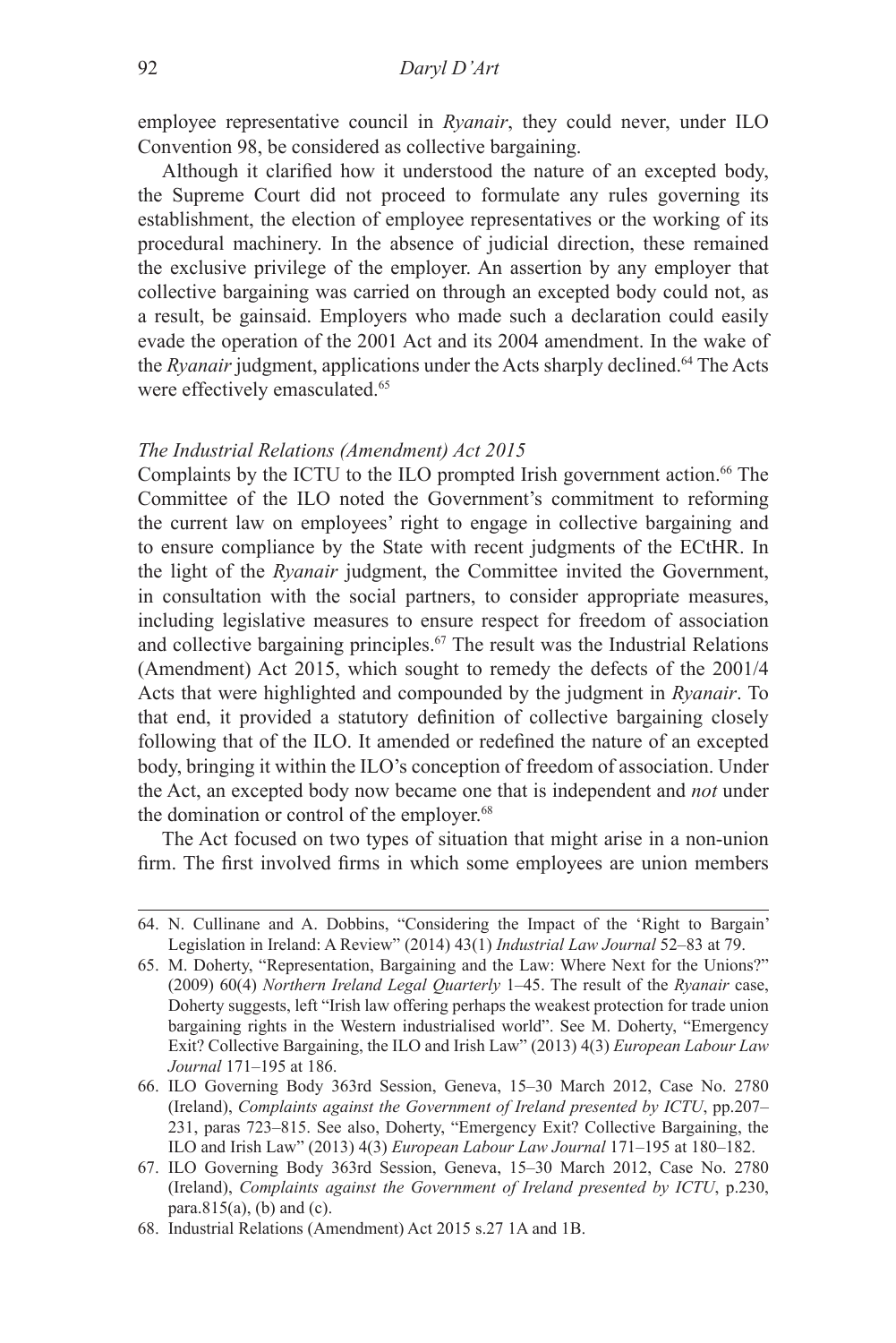employee representative council in *Ryanair*, they could never, under ILO Convention 98, be considered as collective bargaining.

Although it clarified how it understood the nature of an excepted body, the Supreme Court did not proceed to formulate any rules governing its establishment, the election of employee representatives or the working of its procedural machinery. In the absence of judicial direction, these remained the exclusive privilege of the employer. An assertion by any employer that collective bargaining was carried on through an excepted body could not, as a result, be gainsaid. Employers who made such a declaration could easily evade the operation of the 2001 Act and its 2004 amendment. In the wake of the *Ryanair* judgment, applications under the Acts sharply declined.[64] The Acts were effectively emasculated.[65]

### *The Industrial Relations (Amendment) Act 2015*

Complaints by the ICTU to the ILO prompted Irish government action.[66] The Committee of the ILO noted the Government's commitment to reforming the current law on employees' right to engage in collective bargaining and to ensure compliance by the State with recent judgments of the ECtHR. In the light of the *Ryanair* judgment, the Committee invited the Government, in consultation with the social partners, to consider appropriate measures, including legislative measures to ensure respect for freedom of association and collective bargaining principles.[67] The result was the Industrial Relations (Amendment) Act 2015, which sought to remedy the defects of the 2001/4 Acts that were highlighted and compounded by the judgment in *Ryanair*. To that end, it provided a statutory definition of collective bargaining closely following that of the ILO. It amended or redefined the nature of an excepted body, bringing it within the ILO's conception of freedom of association. Under the Act, an excepted body now became one that is independent and *not* under the domination or control of the employer.[68]

The Act focused on two types of situation that might arise in a non-union firm. The first involved firms in which some employees are union members

---

64. N. Cullinane and A. Dobbins, "Considering the Impact of the 'Right to Bargain' Legislation in Ireland: A Review" (2014) 43(1) *Industrial Law Journal* 52–83 at 79.

65. M. Doherty, "Representation, Bargaining and the Law: Where Next for the Unions?" (2009) 60(4) *Northern Ireland Legal Quarterly* 1–45. The result of the *Ryanair* case, Doherty suggests, left "Irish law offering perhaps the weakest protection for trade union bargaining rights in the Western industrialised world". See M. Doherty, "Emergency Exit? Collective Bargaining, the ILO and Irish Law" (2013) 4(3) *European Labour Law Journal* 171–195 at 186.

66. ILO Governing Body 363rd Session, Geneva, 15–30 March 2012, Case No. 2780 (Ireland), *Complaints against the Government of Ireland presented by ICTU*, pp.207–231, paras 723–815. See also, Doherty, "Emergency Exit? Collective Bargaining, the ILO and Irish Law" (2013) 4(3) *European Labour Law Journal* 171–195 at 180–182.

67. ILO Governing Body 363rd Session, Geneva, 15–30 March 2012, Case No. 2780 (Ireland), *Complaints against the Government of Ireland presented by ICTU*, p.230, para.815(a), (b) and (c).

68. Industrial Relations (Amendment) Act 2015 s.27 1A and 1B.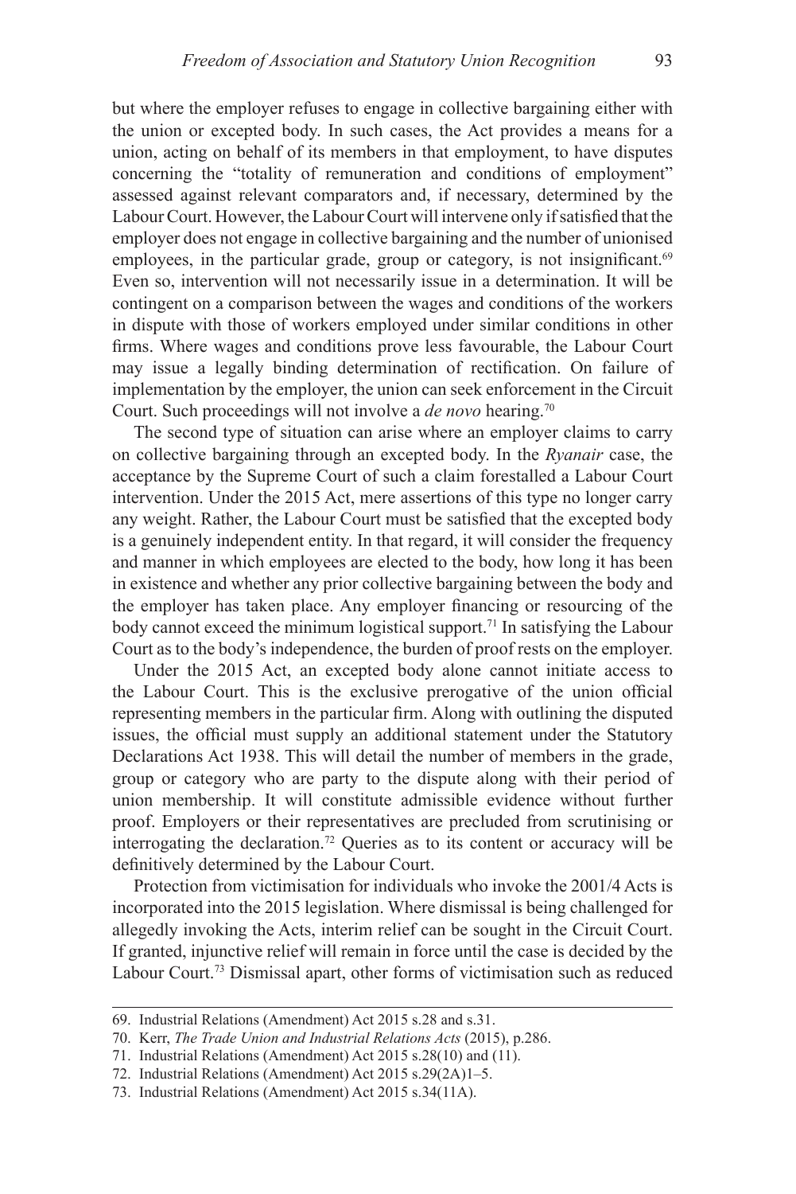but where the employer refuses to engage in collective bargaining either with the union or excepted body. In such cases, the Act provides a means for a union, acting on behalf of its members in that employment, to have disputes concerning the "totality of remuneration and conditions of employment" assessed against relevant comparators and, if necessary, determined by the Labour Court. However, the Labour Court will intervene only if satisfied that the employer does not engage in collective bargaining and the number of unionised employees, in the particular grade, group or category, is not insignificant.[69] Even so, intervention will not necessarily issue in a determination. It will be contingent on a comparison between the wages and conditions of the workers in dispute with those of workers employed under similar conditions in other firms. Where wages and conditions prove less favourable, the Labour Court may issue a legally binding determination of rectification. On failure of implementation by the employer, the union can seek enforcement in the Circuit Court. Such proceedings will not involve a *de novo* hearing.[70]

The second type of situation can arise where an employer claims to carry on collective bargaining through an excepted body. In the *Ryanair* case, the acceptance by the Supreme Court of such a claim forestalled a Labour Court intervention. Under the 2015 Act, mere assertions of this type no longer carry any weight. Rather, the Labour Court must be satisfied that the excepted body is a genuinely independent entity. In that regard, it will consider the frequency and manner in which employees are elected to the body, how long it has been in existence and whether any prior collective bargaining between the body and the employer has taken place. Any employer financing or resourcing of the body cannot exceed the minimum logistical support.[71] In satisfying the Labour Court as to the body's independence, the burden of proof rests on the employer.

Under the 2015 Act, an excepted body alone cannot initiate access to the Labour Court. This is the exclusive prerogative of the union official representing members in the particular firm. Along with outlining the disputed issues, the official must supply an additional statement under the Statutory Declarations Act 1938. This will detail the number of members in the grade, group or category who are party to the dispute along with their period of union membership. It will constitute admissible evidence without further proof. Employers or their representatives are precluded from scrutinising or interrogating the declaration.[72] Queries as to its content or accuracy will be definitively determined by the Labour Court.

Protection from victimisation for individuals who invoke the 2001/4 Acts is incorporated into the 2015 legislation. Where dismissal is being challenged for allegedly invoking the Acts, interim relief can be sought in the Circuit Court. If granted, injunctive relief will remain in force until the case is decided by the Labour Court.[73] Dismissal apart, other forms of victimisation such as reduced

---

69. Industrial Relations (Amendment) Act 2015 s.28 and s.31.
70. Kerr, *The Trade Union and Industrial Relations Acts* (2015), p.286.
71. Industrial Relations (Amendment) Act 2015 s.28(10) and (11).
72. Industrial Relations (Amendment) Act 2015 s.29(2A)1–5.
73. Industrial Relations (Amendment) Act 2015 s.34(11A).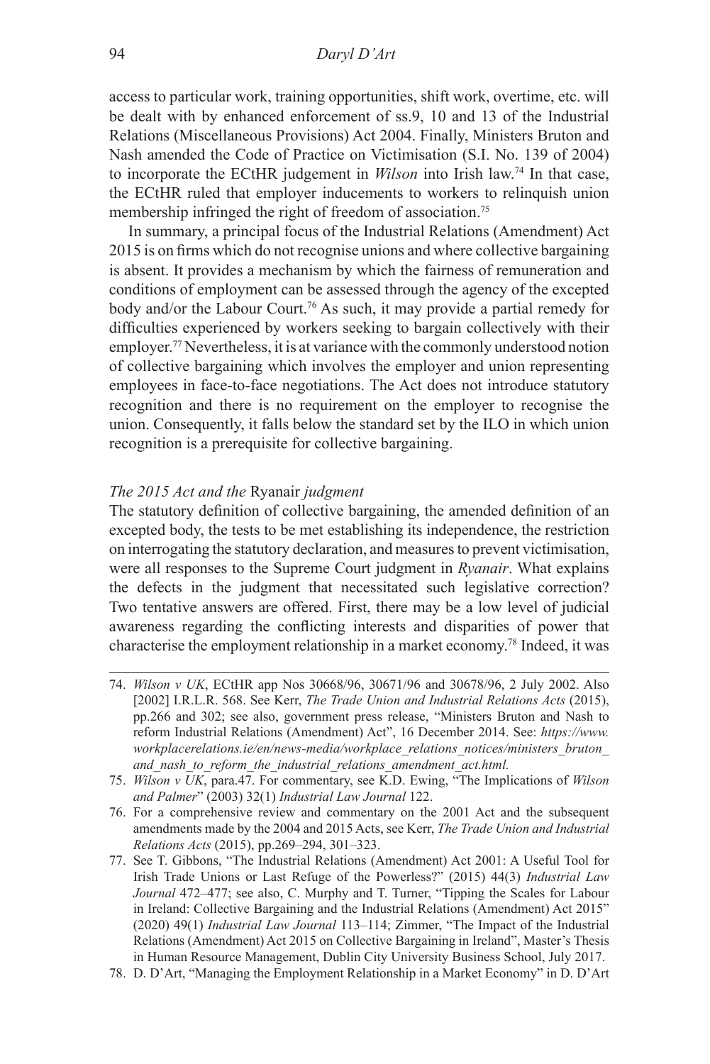access to particular work, training opportunities, shift work, overtime, etc. will be dealt with by enhanced enforcement of ss.9, 10 and 13 of the Industrial Relations (Miscellaneous Provisions) Act 2004. Finally, Ministers Bruton and Nash amended the Code of Practice on Victimisation (S.I. No. 139 of 2004) to incorporate the ECtHR judgement in *Wilson* into Irish law.[74] In that case, the ECtHR ruled that employer inducements to workers to relinquish union membership infringed the right of freedom of association.[75]

In summary, a principal focus of the Industrial Relations (Amendment) Act 2015 is on firms which do not recognise unions and where collective bargaining is absent. It provides a mechanism by which the fairness of remuneration and conditions of employment can be assessed through the agency of the excepted body and/or the Labour Court.[76] As such, it may provide a partial remedy for difficulties experienced by workers seeking to bargain collectively with their employer.[77] Nevertheless, it is at variance with the commonly understood notion of collective bargaining which involves the employer and union representing employees in face-to-face negotiations. The Act does not introduce statutory recognition and there is no requirement on the employer to recognise the union. Consequently, it falls below the standard set by the ILO in which union recognition is a prerequisite for collective bargaining.

### *The 2015 Act and the* Ryanair *judgment*

The statutory definition of collective bargaining, the amended definition of an excepted body, the tests to be met establishing its independence, the restriction on interrogating the statutory declaration, and measures to prevent victimisation, were all responses to the Supreme Court judgment in *Ryanair*. What explains the defects in the judgment that necessitated such legislative correction? Two tentative answers are offered. First, there may be a low level of judicial awareness regarding the conflicting interests and disparities of power that characterise the employment relationship in a market economy.[78] Indeed, it was

---

74. *Wilson v UK*, ECtHR app Nos 30668/96, 30671/96 and 30678/96, 2 July 2002. Also [2002] I.R.L.R. 568. See Kerr, *The Trade Union and Industrial Relations Acts* (2015), pp.266 and 302; see also, government press release, "Ministers Bruton and Nash to reform Industrial Relations (Amendment) Act", 16 December 2014. See: *https://www.workplacerelations.ie/en/news-media/workplace_relations_notices/ministers_bruton_and_nash_to_reform_the_industrial_relations_amendment_act.html.*

75. *Wilson v UK*, para.47. For commentary, see K.D. Ewing, "The Implications of *Wilson and Palmer*" (2003) 32(1) *Industrial Law Journal* 122.

76. For a comprehensive review and commentary on the 2001 Act and the subsequent amendments made by the 2004 and 2015 Acts, see Kerr, *The Trade Union and Industrial Relations Acts* (2015), pp.269–294, 301–323.

77. See T. Gibbons, "The Industrial Relations (Amendment) Act 2001: A Useful Tool for Irish Trade Unions or Last Refuge of the Powerless?" (2015) 44(3) *Industrial Law Journal* 472–477; see also, C. Murphy and T. Turner, "Tipping the Scales for Labour in Ireland: Collective Bargaining and the Industrial Relations (Amendment) Act 2015" (2020) 49(1) *Industrial Law Journal* 113–114; Zimmer, "The Impact of the Industrial Relations (Amendment) Act 2015 on Collective Bargaining in Ireland", Master's Thesis in Human Resource Management, Dublin City University Business School, July 2017.

78. D. D'Art, "Managing the Employment Relationship in a Market Economy" in D. D'Art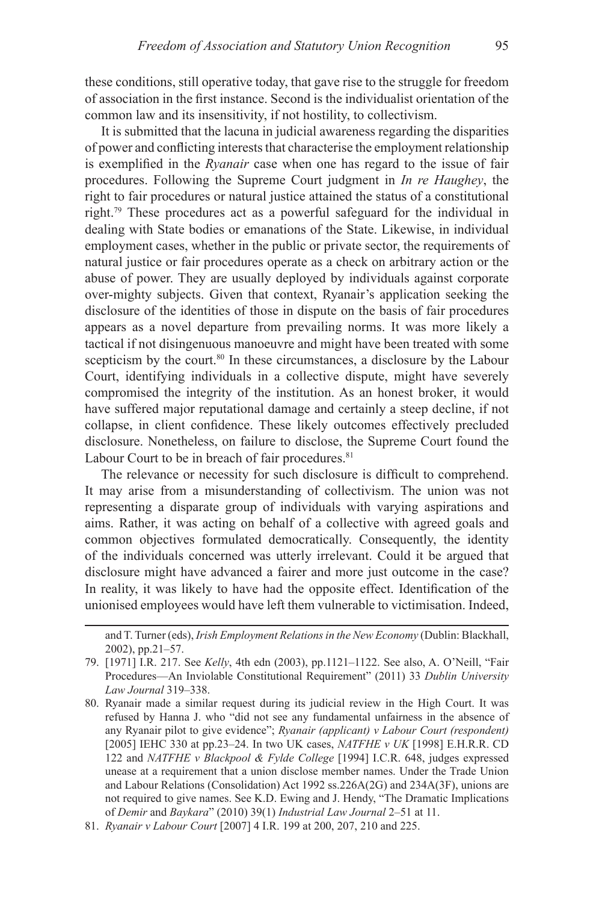these conditions, still operative today, that gave rise to the struggle for freedom of association in the first instance. Second is the individualist orientation of the common law and its insensitivity, if not hostility, to collectivism.

It is submitted that the lacuna in judicial awareness regarding the disparities of power and conflicting interests that characterise the employment relationship is exemplified in the *Ryanair* case when one has regard to the issue of fair procedures. Following the Supreme Court judgment in *In re Haughey*, the right to fair procedures or natural justice attained the status of a constitutional right.[79] These procedures act as a powerful safeguard for the individual in dealing with State bodies or emanations of the State. Likewise, in individual employment cases, whether in the public or private sector, the requirements of natural justice or fair procedures operate as a check on arbitrary action or the abuse of power. They are usually deployed by individuals against corporate over-mighty subjects. Given that context, Ryanair's application seeking the disclosure of the identities of those in dispute on the basis of fair procedures appears as a novel departure from prevailing norms. It was more likely a tactical if not disingenuous manoeuvre and might have been treated with some scepticism by the court.[80] In these circumstances, a disclosure by the Labour Court, identifying individuals in a collective dispute, might have severely compromised the integrity of the institution. As an honest broker, it would have suffered major reputational damage and certainly a steep decline, if not collapse, in client confidence. These likely outcomes effectively precluded disclosure. Nonetheless, on failure to disclose, the Supreme Court found the Labour Court to be in breach of fair procedures.[81]

The relevance or necessity for such disclosure is difficult to comprehend. It may arise from a misunderstanding of collectivism. The union was not representing a disparate group of individuals with varying aspirations and aims. Rather, it was acting on behalf of a collective with agreed goals and common objectives formulated democratically. Consequently, the identity of the individuals concerned was utterly irrelevant. Could it be argued that disclosure might have advanced a fairer and more just outcome in the case? In reality, it was likely to have had the opposite effect. Identification of the unionised employees would have left them vulnerable to victimisation. Indeed,

---

and T. Turner (eds), *Irish Employment Relations in the New Economy* (Dublin: Blackhall, 2002), pp.21–57.

79. [1971] I.R. 217. See *Kelly*, 4th edn (2003), pp.1121–1122. See also, A. O'Neill, "Fair Procedures—An Inviolable Constitutional Requirement" (2011) 33 *Dublin University Law Journal* 319–338.

80. Ryanair made a similar request during its judicial review in the High Court. It was refused by Hanna J. who "did not see any fundamental unfairness in the absence of any Ryanair pilot to give evidence"; *Ryanair (applicant) v Labour Court (respondent)* [2005] IEHC 330 at pp.23–24. In two UK cases, *NATFHE v UK* [1998] E.H.R.R. CD 122 and *NATFHE v Blackpool & Fylde College* [1994] I.C.R. 648, judges expressed unease at a requirement that a union disclose member names. Under the Trade Union and Labour Relations (Consolidation) Act 1992 ss.226A(2G) and 234A(3F), unions are not required to give names. See K.D. Ewing and J. Hendy, "The Dramatic Implications of *Demir* and *Baykara*" (2010) 39(1) *Industrial Law Journal* 2–51 at 11.

81. *Ryanair v Labour Court* [2007] 4 I.R. 199 at 200, 207, 210 and 225.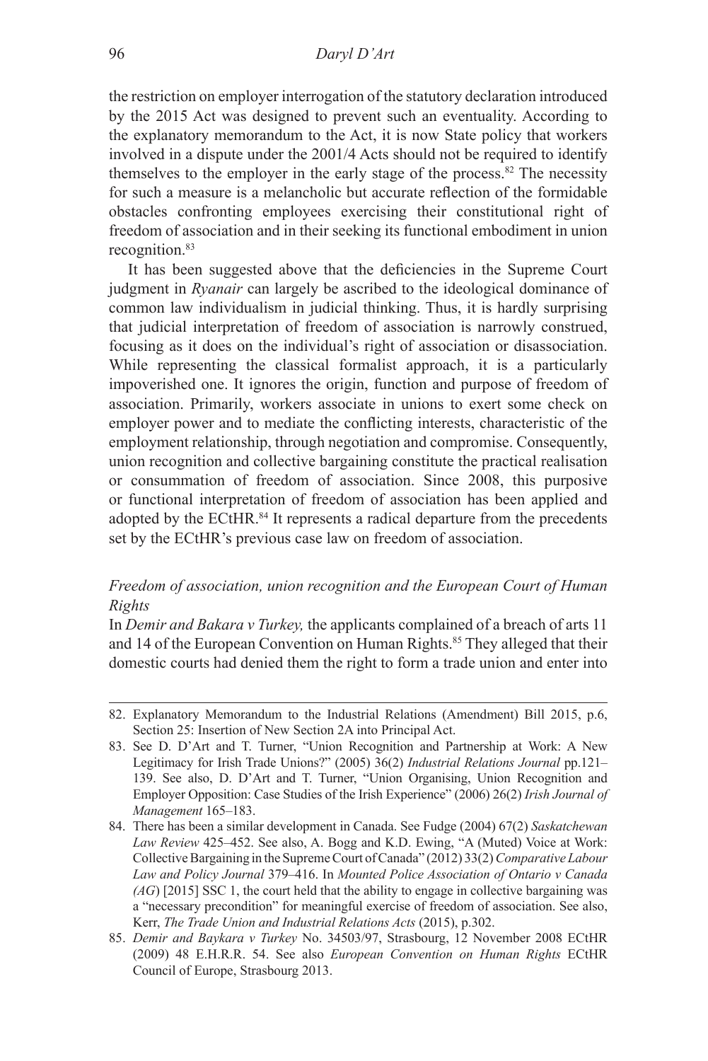the restriction on employer interrogation of the statutory declaration introduced by the 2015 Act was designed to prevent such an eventuality. According to the explanatory memorandum to the Act, it is now State policy that workers involved in a dispute under the 2001/4 Acts should not be required to identify themselves to the employer in the early stage of the process.[82] The necessity for such a measure is a melancholic but accurate reflection of the formidable obstacles confronting employees exercising their constitutional right of freedom of association and in their seeking its functional embodiment in union recognition.[83]

It has been suggested above that the deficiencies in the Supreme Court judgment in *Ryanair* can largely be ascribed to the ideological dominance of common law individualism in judicial thinking. Thus, it is hardly surprising that judicial interpretation of freedom of association is narrowly construed, focusing as it does on the individual's right of association or disassociation. While representing the classical formalist approach, it is a particularly impoverished one. It ignores the origin, function and purpose of freedom of association. Primarily, workers associate in unions to exert some check on employer power and to mediate the conflicting interests, characteristic of the employment relationship, through negotiation and compromise. Consequently, union recognition and collective bargaining constitute the practical realisation or consummation of freedom of association. Since 2008, this purposive or functional interpretation of freedom of association has been applied and adopted by the ECtHR.[84] It represents a radical departure from the precedents set by the ECtHR's previous case law on freedom of association.

### *Freedom of association, union recognition and the European Court of Human Rights*

In *Demir and Bakara v Turkey,* the applicants complained of a breach of arts 11 and 14 of the European Convention on Human Rights.[85] They alleged that their domestic courts had denied them the right to form a trade union and enter into

---

82. Explanatory Memorandum to the Industrial Relations (Amendment) Bill 2015, p.6, Section 25: Insertion of New Section 2A into Principal Act.

83. See D. D'Art and T. Turner, "Union Recognition and Partnership at Work: A New Legitimacy for Irish Trade Unions?" (2005) 36(2) *Industrial Relations Journal* pp.121–139. See also, D. D'Art and T. Turner, "Union Organising, Union Recognition and Employer Opposition: Case Studies of the Irish Experience" (2006) 26(2) *Irish Journal of Management* 165–183.

84. There has been a similar development in Canada. See Fudge (2004) 67(2) *Saskatchewan Law Review* 425–452. See also, A. Bogg and K.D. Ewing, "A (Muted) Voice at Work: Collective Bargaining in the Supreme Court of Canada" (2012) 33(2) *Comparative Labour Law and Policy Journal* 379–416. In *Mounted Police Association of Ontario v Canada (AG)* [2015] SSC 1, the court held that the ability to engage in collective bargaining was a "necessary precondition" for meaningful exercise of freedom of association. See also, Kerr, *The Trade Union and Industrial Relations Acts* (2015), p.302.

85. *Demir and Baykara v Turkey* No. 34503/97, Strasbourg, 12 November 2008 ECtHR (2009) 48 E.H.R.R. 54. See also *European Convention on Human Rights* ECtHR Council of Europe, Strasbourg 2013.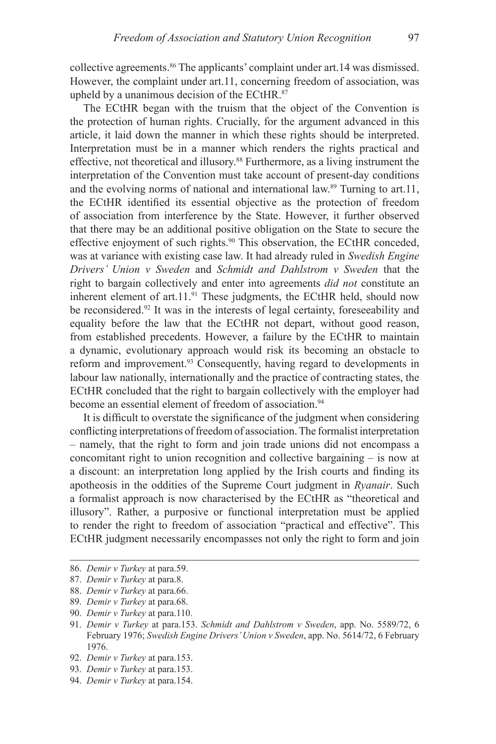collective agreements.[86] The applicants' complaint under art.14 was dismissed. However, the complaint under art.11, concerning freedom of association, was upheld by a unanimous decision of the ECtHR.[87]

The ECtHR began with the truism that the object of the Convention is the protection of human rights. Crucially, for the argument advanced in this article, it laid down the manner in which these rights should be interpreted. Interpretation must be in a manner which renders the rights practical and effective, not theoretical and illusory.[88] Furthermore, as a living instrument the interpretation of the Convention must take account of present-day conditions and the evolving norms of national and international law.[89] Turning to art.11, the ECtHR identified its essential objective as the protection of freedom of association from interference by the State. However, it further observed that there may be an additional positive obligation on the State to secure the effective enjoyment of such rights.[90] This observation, the ECtHR conceded, was at variance with existing case law. It had already ruled in *Swedish Engine Drivers' Union v Sweden* and *Schmidt and Dahlstrom v Sweden* that the right to bargain collectively and enter into agreements *did not* constitute an inherent element of art.11.[91] These judgments, the ECtHR held, should now be reconsidered.[92] It was in the interests of legal certainty, foreseeability and equality before the law that the ECtHR not depart, without good reason, from established precedents. However, a failure by the ECtHR to maintain a dynamic, evolutionary approach would risk its becoming an obstacle to reform and improvement.[93] Consequently, having regard to developments in labour law nationally, internationally and the practice of contracting states, the ECtHR concluded that the right to bargain collectively with the employer had become an essential element of freedom of association.[94]

It is difficult to overstate the significance of the judgment when considering conflicting interpretations of freedom of association. The formalist interpretation – namely, that the right to form and join trade unions did not encompass a concomitant right to union recognition and collective bargaining – is now at a discount: an interpretation long applied by the Irish courts and finding its apotheosis in the oddities of the Supreme Court judgment in *Ryanair*. Such a formalist approach is now characterised by the ECtHR as "theoretical and illusory". Rather, a purposive or functional interpretation must be applied to render the right to freedom of association "practical and effective". This ECtHR judgment necessarily encompasses not only the right to form and join

---

86. *Demir v Turkey* at para.59.
87. *Demir v Turkey* at para.8.
88. *Demir v Turkey* at para.66.
89. *Demir v Turkey* at para.68.
90. *Demir v Turkey* at para.110.
91. *Demir v Turkey* at para.153. *Schmidt and Dahlstrom v Sweden*, app. No. 5589/72, 6 February 1976; *Swedish Engine Drivers' Union v Sweden*, app. No. 5614/72, 6 February 1976.
92. *Demir v Turkey* at para.153.
93. *Demir v Turkey* at para.153.
94. *Demir v Turkey* at para.154.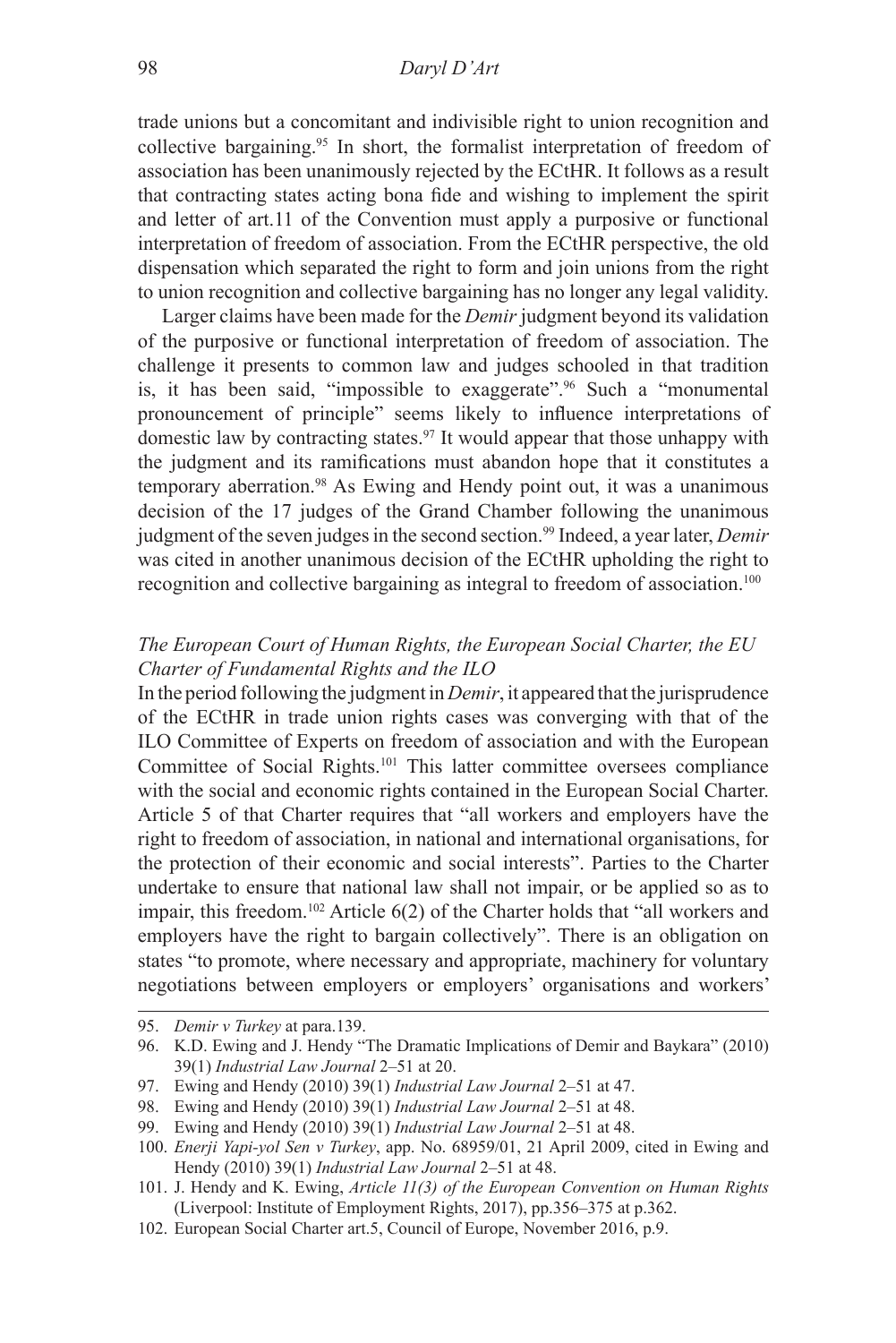trade unions but a concomitant and indivisible right to union recognition and collective bargaining.[95] In short, the formalist interpretation of freedom of association has been unanimously rejected by the ECtHR. It follows as a result that contracting states acting bona fide and wishing to implement the spirit and letter of art.11 of the Convention must apply a purposive or functional interpretation of freedom of association. From the ECtHR perspective, the old dispensation which separated the right to form and join unions from the right to union recognition and collective bargaining has no longer any legal validity.

Larger claims have been made for the *Demir* judgment beyond its validation of the purposive or functional interpretation of freedom of association. The challenge it presents to common law and judges schooled in that tradition is, it has been said, "impossible to exaggerate".[96] Such a "monumental pronouncement of principle" seems likely to influence interpretations of domestic law by contracting states.[97] It would appear that those unhappy with the judgment and its ramifications must abandon hope that it constitutes a temporary aberration.[98] As Ewing and Hendy point out, it was a unanimous decision of the 17 judges of the Grand Chamber following the unanimous judgment of the seven judges in the second section.[99] Indeed, a year later, *Demir* was cited in another unanimous decision of the ECtHR upholding the right to recognition and collective bargaining as integral to freedom of association.[100]

### *The European Court of Human Rights, the European Social Charter, the EU Charter of Fundamental Rights and the ILO*

In the period following the judgment in *Demir*, it appeared that the jurisprudence of the ECtHR in trade union rights cases was converging with that of the ILO Committee of Experts on freedom of association and with the European Committee of Social Rights.[101] This latter committee oversees compliance with the social and economic rights contained in the European Social Charter. Article 5 of that Charter requires that "all workers and employers have the right to freedom of association, in national and international organisations, for the protection of their economic and social interests". Parties to the Charter undertake to ensure that national law shall not impair, or be applied so as to impair, this freedom.[102] Article 6(2) of the Charter holds that "all workers and employers have the right to bargain collectively". There is an obligation on states "to promote, where necessary and appropriate, machinery for voluntary negotiations between employers or employers' organisations and workers'

---

95. *Demir v Turkey* at para.139.

96. K.D. Ewing and J. Hendy "The Dramatic Implications of Demir and Baykara" (2010) 39(1) *Industrial Law Journal* 2–51 at 20.

97. Ewing and Hendy (2010) 39(1) *Industrial Law Journal* 2–51 at 47.

98. Ewing and Hendy (2010) 39(1) *Industrial Law Journal* 2–51 at 48.

99. Ewing and Hendy (2010) 39(1) *Industrial Law Journal* 2–51 at 48.

100. *Enerji Yapi-yol Sen v Turkey*, app. No. 68959/01, 21 April 2009, cited in Ewing and Hendy (2010) 39(1) *Industrial Law Journal* 2–51 at 48.

101. J. Hendy and K. Ewing, *Article 11(3) of the European Convention on Human Rights* (Liverpool: Institute of Employment Rights, 2017), pp.356–375 at p.362.

102. European Social Charter art.5, Council of Europe, November 2016, p.9.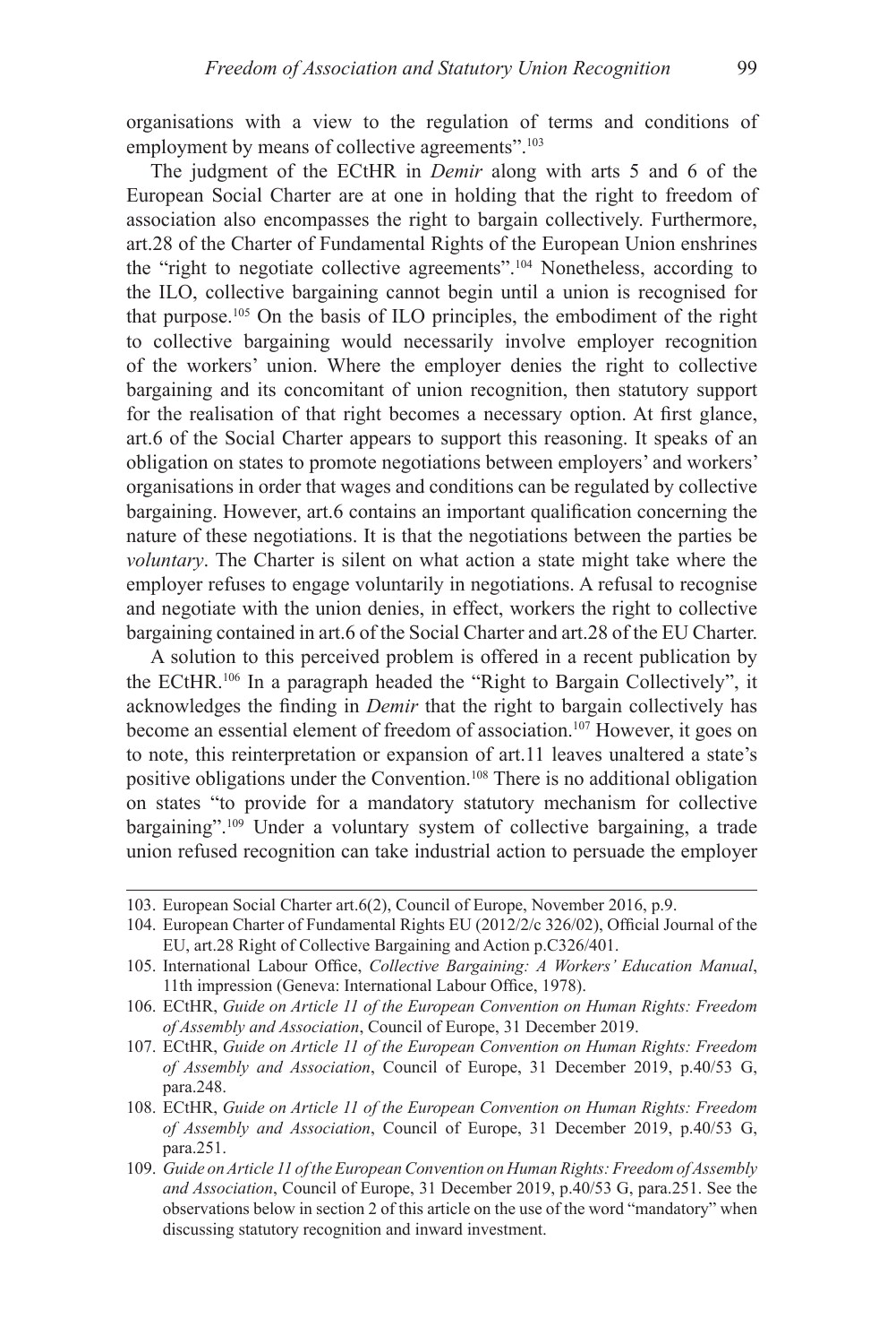organisations with a view to the regulation of terms and conditions of employment by means of collective agreements".[103]

The judgment of the ECtHR in *Demir* along with arts 5 and 6 of the European Social Charter are at one in holding that the right to freedom of association also encompasses the right to bargain collectively. Furthermore, art.28 of the Charter of Fundamental Rights of the European Union enshrines the "right to negotiate collective agreements".[104] Nonetheless, according to the ILO, collective bargaining cannot begin until a union is recognised for that purpose.[105] On the basis of ILO principles, the embodiment of the right to collective bargaining would necessarily involve employer recognition of the workers' union. Where the employer denies the right to collective bargaining and its concomitant of union recognition, then statutory support for the realisation of that right becomes a necessary option. At first glance, art.6 of the Social Charter appears to support this reasoning. It speaks of an obligation on states to promote negotiations between employers' and workers' organisations in order that wages and conditions can be regulated by collective bargaining. However, art.6 contains an important qualification concerning the nature of these negotiations. It is that the negotiations between the parties be *voluntary*. The Charter is silent on what action a state might take where the employer refuses to engage voluntarily in negotiations. A refusal to recognise and negotiate with the union denies, in effect, workers the right to collective bargaining contained in art.6 of the Social Charter and art.28 of the EU Charter.

A solution to this perceived problem is offered in a recent publication by the ECtHR.[106] In a paragraph headed the "Right to Bargain Collectively", it acknowledges the finding in *Demir* that the right to bargain collectively has become an essential element of freedom of association.[107] However, it goes on to note, this reinterpretation or expansion of art.11 leaves unaltered a state's positive obligations under the Convention.[108] There is no additional obligation on states "to provide for a mandatory statutory mechanism for collective bargaining".[109] Under a voluntary system of collective bargaining, a trade union refused recognition can take industrial action to persuade the employer

---

103. European Social Charter art.6(2), Council of Europe, November 2016, p.9.

104. European Charter of Fundamental Rights EU (2012/2/c 326/02), Official Journal of the EU, art.28 Right of Collective Bargaining and Action p.C326/401.

105. International Labour Office, *Collective Bargaining: A Workers' Education Manual*, 11th impression (Geneva: International Labour Office, 1978).

106. ECtHR, *Guide on Article 11 of the European Convention on Human Rights: Freedom of Assembly and Association*, Council of Europe, 31 December 2019.

107. ECtHR, *Guide on Article 11 of the European Convention on Human Rights: Freedom of Assembly and Association*, Council of Europe, 31 December 2019, p.40/53 G, para.248.

108. ECtHR, *Guide on Article 11 of the European Convention on Human Rights: Freedom of Assembly and Association*, Council of Europe, 31 December 2019, p.40/53 G, para.251.

109. *Guide on Article 11 of the European Convention on Human Rights: Freedom of Assembly and Association*, Council of Europe, 31 December 2019, p.40/53 G, para.251. See the observations below in section 2 of this article on the use of the word "mandatory" when discussing statutory recognition and inward investment.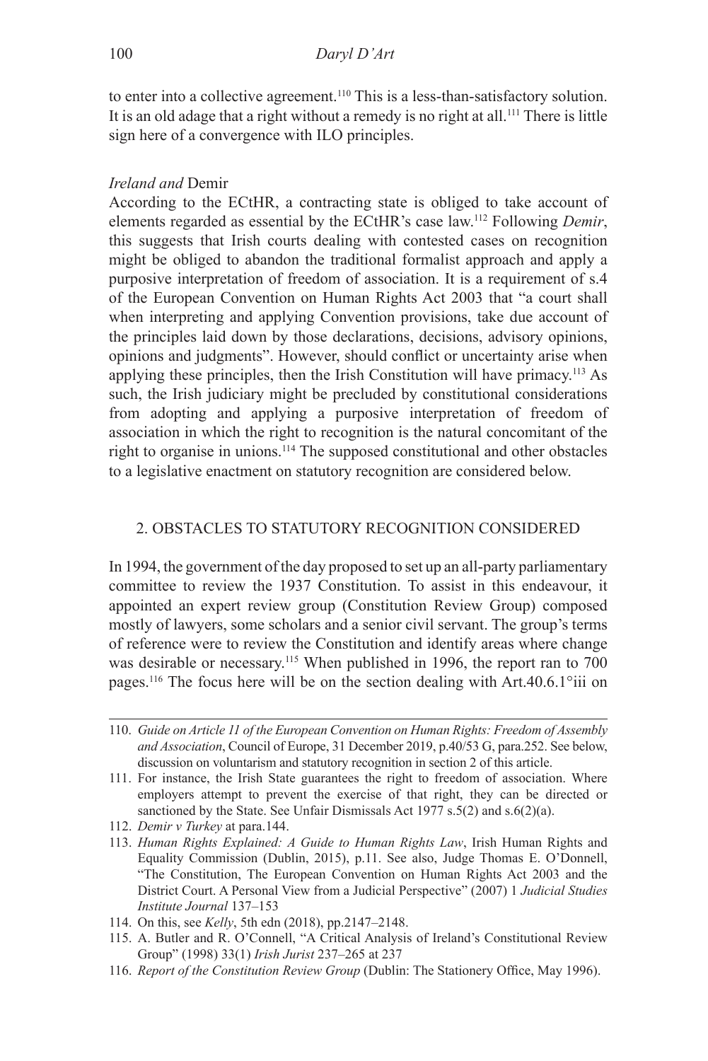to enter into a collective agreement.[110] This is a less-than-satisfactory solution. It is an old adage that a right without a remedy is no right at all.[111] There is little sign here of a convergence with ILO principles.

### *Ireland and* Demir

According to the ECtHR, a contracting state is obliged to take account of elements regarded as essential by the ECtHR's case law.[112] Following *Demir*, this suggests that Irish courts dealing with contested cases on recognition might be obliged to abandon the traditional formalist approach and apply a purposive interpretation of freedom of association. It is a requirement of s.4 of the European Convention on Human Rights Act 2003 that "a court shall when interpreting and applying Convention provisions, take due account of the principles laid down by those declarations, decisions, advisory opinions, opinions and judgments". However, should conflict or uncertainty arise when applying these principles, then the Irish Constitution will have primacy.[113] As such, the Irish judiciary might be precluded by constitutional considerations from adopting and applying a purposive interpretation of freedom of association in which the right to recognition is the natural concomitant of the right to organise in unions.[114] The supposed constitutional and other obstacles to a legislative enactment on statutory recognition are considered below.

## 2. OBSTACLES TO STATUTORY RECOGNITION CONSIDERED

In 1994, the government of the day proposed to set up an all-party parliamentary committee to review the 1937 Constitution. To assist in this endeavour, it appointed an expert review group (Constitution Review Group) composed mostly of lawyers, some scholars and a senior civil servant. The group's terms of reference were to review the Constitution and identify areas where change was desirable or necessary.[115] When published in 1996, the report ran to 700 pages.[116] The focus here will be on the section dealing with Art.40.6.1°iii on

---

110. *Guide on Article 11 of the European Convention on Human Rights: Freedom of Assembly and Association*, Council of Europe, 31 December 2019, p.40/53 G, para.252. See below, discussion on voluntarism and statutory recognition in section 2 of this article.

111. For instance, the Irish State guarantees the right to freedom of association. Where employers attempt to prevent the exercise of that right, they can be directed or sanctioned by the State. See Unfair Dismissals Act 1977 s.5(2) and s.6(2)(a).

112. *Demir v Turkey* at para.144.

113. *Human Rights Explained: A Guide to Human Rights Law*, Irish Human Rights and Equality Commission (Dublin, 2015), p.11. See also, Judge Thomas E. O'Donnell, "The Constitution, The European Convention on Human Rights Act 2003 and the District Court. A Personal View from a Judicial Perspective" (2007) 1 *Judicial Studies Institute Journal* 137–153

114. On this, see *Kelly*, 5th edn (2018), pp.2147–2148.

115. A. Butler and R. O'Connell, "A Critical Analysis of Ireland's Constitutional Review Group" (1998) 33(1) *Irish Jurist* 237–265 at 237

116. *Report of the Constitution Review Group* (Dublin: The Stationery Office, May 1996).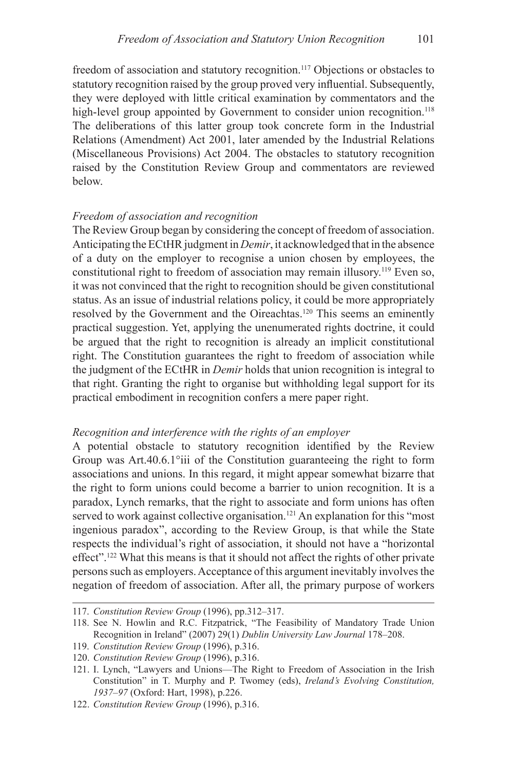freedom of association and statutory recognition.[117] Objections or obstacles to statutory recognition raised by the group proved very influential. Subsequently, they were deployed with little critical examination by commentators and the high-level group appointed by Government to consider union recognition.[118] The deliberations of this latter group took concrete form in the Industrial Relations (Amendment) Act 2001, later amended by the Industrial Relations (Miscellaneous Provisions) Act 2004. The obstacles to statutory recognition raised by the Constitution Review Group and commentators are reviewed below.

*Freedom of association and recognition*

The Review Group began by considering the concept of freedom of association. Anticipating the ECtHR judgment in *Demir*, it acknowledged that in the absence of a duty on the employer to recognise a union chosen by employees, the constitutional right to freedom of association may remain illusory.[119] Even so, it was not convinced that the right to recognition should be given constitutional status. As an issue of industrial relations policy, it could be more appropriately resolved by the Government and the Oireachtas.[120] This seems an eminently practical suggestion. Yet, applying the unenumerated rights doctrine, it could be argued that the right to recognition is already an implicit constitutional right. The Constitution guarantees the right to freedom of association while the judgment of the ECtHR in *Demir* holds that union recognition is integral to that right. Granting the right to organise but withholding legal support for its practical embodiment in recognition confers a mere paper right.

*Recognition and interference with the rights of an employer*

A potential obstacle to statutory recognition identified by the Review Group was Art.40.6.1°iii of the Constitution guaranteeing the right to form associations and unions. In this regard, it might appear somewhat bizarre that the right to form unions could become a barrier to union recognition. It is a paradox, Lynch remarks, that the right to associate and form unions has often served to work against collective organisation.[121] An explanation for this "most ingenious paradox", according to the Review Group, is that while the State respects the individual's right of association, it should not have a "horizontal effect".[122] What this means is that it should not affect the rights of other private persons such as employers. Acceptance of this argument inevitably involves the negation of freedom of association. After all, the primary purpose of workers

---

117. *Constitution Review Group* (1996), pp.312–317.

118. See N. Howlin and R.C. Fitzpatrick, "The Feasibility of Mandatory Trade Union Recognition in Ireland" (2007) 29(1) *Dublin University Law Journal* 178–208.

119. *Constitution Review Group* (1996), p.316.

120. *Constitution Review Group* (1996), p.316.

121. I. Lynch, "Lawyers and Unions—The Right to Freedom of Association in the Irish Constitution" in T. Murphy and P. Twomey (eds), *Ireland's Evolving Constitution, 1937–97* (Oxford: Hart, 1998), p.226.

122. *Constitution Review Group* (1996), p.316.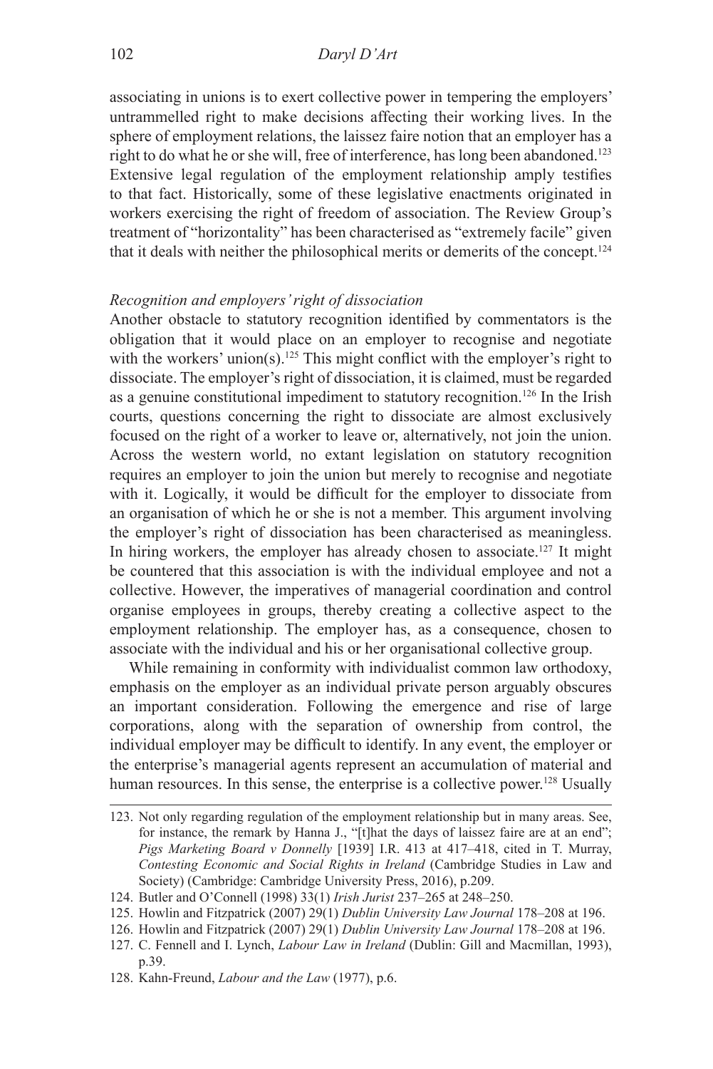associating in unions is to exert collective power in tempering the employers' untrammelled right to make decisions affecting their working lives. In the sphere of employment relations, the laissez faire notion that an employer has a right to do what he or she will, free of interference, has long been abandoned.[123] Extensive legal regulation of the employment relationship amply testifies to that fact. Historically, some of these legislative enactments originated in workers exercising the right of freedom of association. The Review Group's treatment of "horizontality" has been characterised as "extremely facile" given that it deals with neither the philosophical merits or demerits of the concept.[124]

*Recognition and employers' right of dissociation*

Another obstacle to statutory recognition identified by commentators is the obligation that it would place on an employer to recognise and negotiate with the workers' union(s).[125] This might conflict with the employer's right to dissociate. The employer's right of dissociation, it is claimed, must be regarded as a genuine constitutional impediment to statutory recognition.[126] In the Irish courts, questions concerning the right to dissociate are almost exclusively focused on the right of a worker to leave or, alternatively, not join the union. Across the western world, no extant legislation on statutory recognition requires an employer to join the union but merely to recognise and negotiate with it. Logically, it would be difficult for the employer to dissociate from an organisation of which he or she is not a member. This argument involving the employer's right of dissociation has been characterised as meaningless. In hiring workers, the employer has already chosen to associate.[127] It might be countered that this association is with the individual employee and not a collective. However, the imperatives of managerial coordination and control organise employees in groups, thereby creating a collective aspect to the employment relationship. The employer has, as a consequence, chosen to associate with the individual and his or her organisational collective group.

While remaining in conformity with individualist common law orthodoxy, emphasis on the employer as an individual private person arguably obscures an important consideration. Following the emergence and rise of large corporations, along with the separation of ownership from control, the individual employer may be difficult to identify. In any event, the employer or the enterprise's managerial agents represent an accumulation of material and human resources. In this sense, the enterprise is a collective power.[128] Usually

123. Not only regarding regulation of the employment relationship but in many areas. See, for instance, the remark by Hanna J., "[t]hat the days of laissez faire are at an end"; *Pigs Marketing Board v Donnelly* [1939] I.R. 413 at 417–418, cited in T. Murray, *Contesting Economic and Social Rights in Ireland* (Cambridge Studies in Law and Society) (Cambridge: Cambridge University Press, 2016), p.209.

124. Butler and O'Connell (1998) 33(1) *Irish Jurist* 237–265 at 248–250.

125. Howlin and Fitzpatrick (2007) 29(1) *Dublin University Law Journal* 178–208 at 196.

126. Howlin and Fitzpatrick (2007) 29(1) *Dublin University Law Journal* 178–208 at 196.

127. C. Fennell and I. Lynch, *Labour Law in Ireland* (Dublin: Gill and Macmillan, 1993), p.39.

128. Kahn-Freund, *Labour and the Law* (1977), p.6.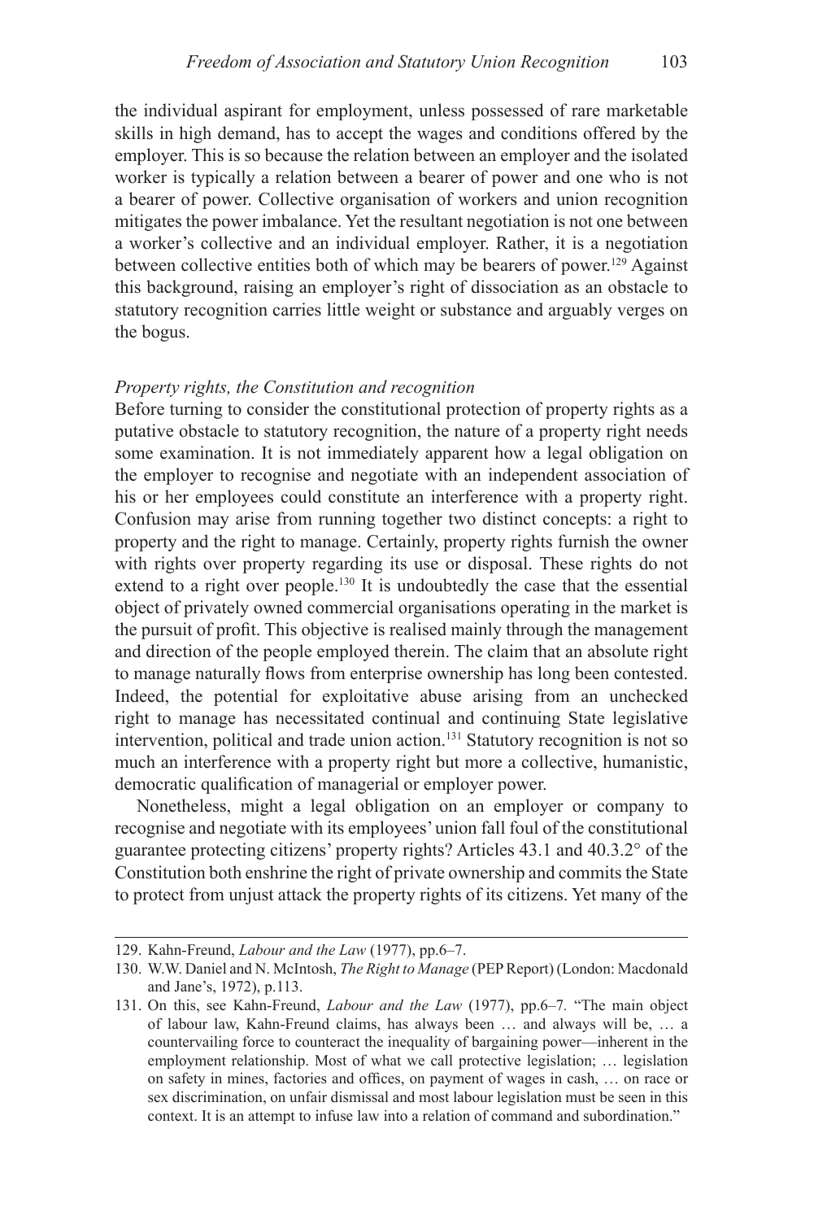the individual aspirant for employment, unless possessed of rare marketable skills in high demand, has to accept the wages and conditions offered by the employer. This is so because the relation between an employer and the isolated worker is typically a relation between a bearer of power and one who is not a bearer of power. Collective organisation of workers and union recognition mitigates the power imbalance. Yet the resultant negotiation is not one between a worker's collective and an individual employer. Rather, it is a negotiation between collective entities both of which may be bearers of power.[129] Against this background, raising an employer's right of dissociation as an obstacle to statutory recognition carries little weight or substance and arguably verges on the bogus.

### *Property rights, the Constitution and recognition*

Before turning to consider the constitutional protection of property rights as a putative obstacle to statutory recognition, the nature of a property right needs some examination. It is not immediately apparent how a legal obligation on the employer to recognise and negotiate with an independent association of his or her employees could constitute an interference with a property right. Confusion may arise from running together two distinct concepts: a right to property and the right to manage. Certainly, property rights furnish the owner with rights over property regarding its use or disposal. These rights do not extend to a right over people.[130] It is undoubtedly the case that the essential object of privately owned commercial organisations operating in the market is the pursuit of profit. This objective is realised mainly through the management and direction of the people employed therein. The claim that an absolute right to manage naturally flows from enterprise ownership has long been contested. Indeed, the potential for exploitative abuse arising from an unchecked right to manage has necessitated continual and continuing State legislative intervention, political and trade union action.[131] Statutory recognition is not so much an interference with a property right but more a collective, humanistic, democratic qualification of managerial or employer power.

Nonetheless, might a legal obligation on an employer or company to recognise and negotiate with its employees' union fall foul of the constitutional guarantee protecting citizens' property rights? Articles 43.1 and 40.3.2° of the Constitution both enshrine the right of private ownership and commits the State to protect from unjust attack the property rights of its citizens. Yet many of the

---

129. Kahn-Freund, *Labour and the Law* (1977), pp.6–7.

130. W.W. Daniel and N. McIntosh, *The Right to Manage* (PEP Report) (London: Macdonald and Jane's, 1972), p.113.

131. On this, see Kahn-Freund, *Labour and the Law* (1977), pp.6–7. "The main object of labour law, Kahn-Freund claims, has always been … and always will be, … a countervailing force to counteract the inequality of bargaining power—inherent in the employment relationship. Most of what we call protective legislation; … legislation on safety in mines, factories and offices, on payment of wages in cash, … on race or sex discrimination, on unfair dismissal and most labour legislation must be seen in this context. It is an attempt to infuse law into a relation of command and subordination."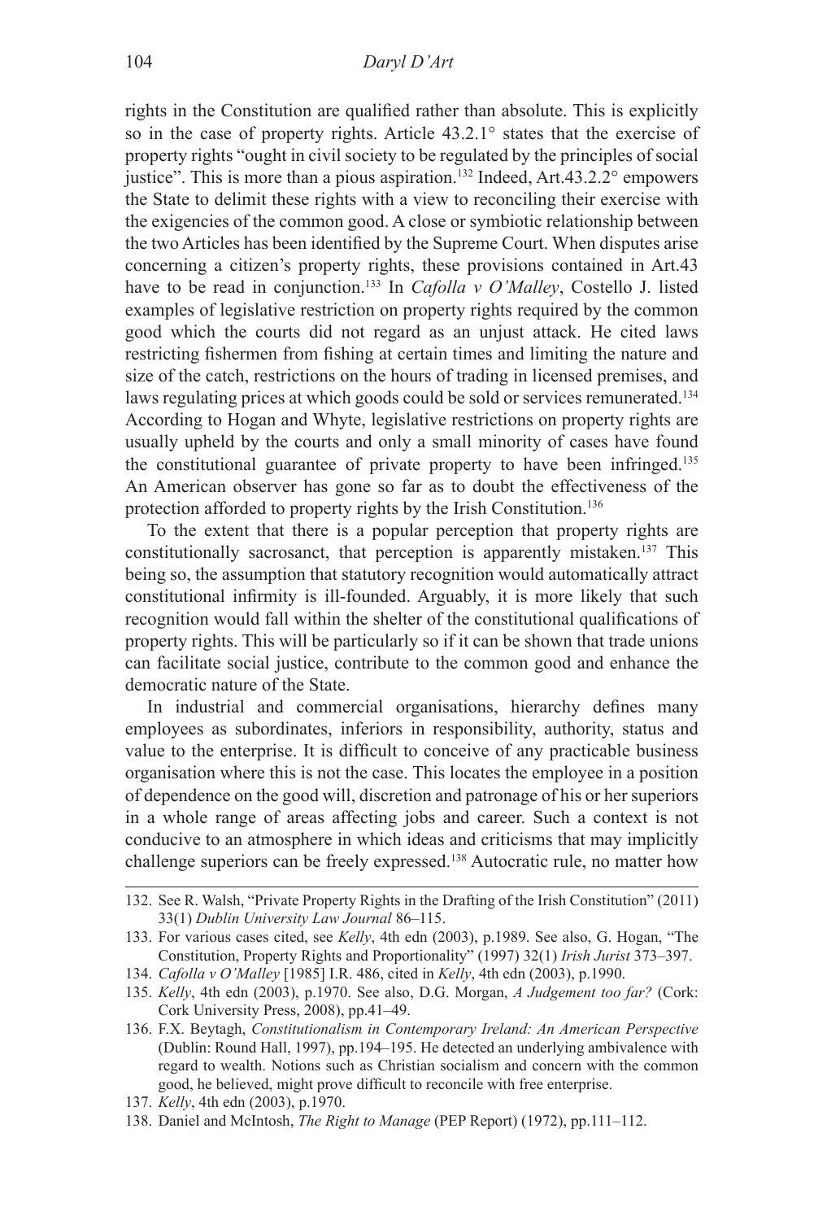rights in the Constitution are qualified rather than absolute. This is explicitly so in the case of property rights. Article 43.2.1° states that the exercise of property rights "ought in civil society to be regulated by the principles of social justice". This is more than a pious aspiration.[132] Indeed, Art.43.2.2° empowers the State to delimit these rights with a view to reconciling their exercise with the exigencies of the common good. A close or symbiotic relationship between the two Articles has been identified by the Supreme Court. When disputes arise concerning a citizen's property rights, these provisions contained in Art.43 have to be read in conjunction.[133] In *Cafolla v O'Malley*, Costello J. listed examples of legislative restriction on property rights required by the common good which the courts did not regard as an unjust attack. He cited laws restricting fishermen from fishing at certain times and limiting the nature and size of the catch, restrictions on the hours of trading in licensed premises, and laws regulating prices at which goods could be sold or services remunerated.[134] According to Hogan and Whyte, legislative restrictions on property rights are usually upheld by the courts and only a small minority of cases have found the constitutional guarantee of private property to have been infringed.[135] An American observer has gone so far as to doubt the effectiveness of the protection afforded to property rights by the Irish Constitution.[136]

To the extent that there is a popular perception that property rights are constitutionally sacrosanct, that perception is apparently mistaken.[137] This being so, the assumption that statutory recognition would automatically attract constitutional infirmity is ill-founded. Arguably, it is more likely that such recognition would fall within the shelter of the constitutional qualifications of property rights. This will be particularly so if it can be shown that trade unions can facilitate social justice, contribute to the common good and enhance the democratic nature of the State.

In industrial and commercial organisations, hierarchy defines many employees as subordinates, inferiors in responsibility, authority, status and value to the enterprise. It is difficult to conceive of any practicable business organisation where this is not the case. This locates the employee in a position of dependence on the good will, discretion and patronage of his or her superiors in a whole range of areas affecting jobs and career. Such a context is not conducive to an atmosphere in which ideas and criticisms that may implicitly challenge superiors can be freely expressed.[138] Autocratic rule, no matter how

---

132. See R. Walsh, "Private Property Rights in the Drafting of the Irish Constitution" (2011) 33(1) *Dublin University Law Journal* 86–115.
133. For various cases cited, see *Kelly*, 4th edn (2003), p.1989. See also, G. Hogan, "The Constitution, Property Rights and Proportionality" (1997) 32(1) *Irish Jurist* 373–397.
134. *Cafolla v O'Malley* [1985] I.R. 486, cited in *Kelly*, 4th edn (2003), p.1990.
135. *Kelly*, 4th edn (2003), p.1970. See also, D.G. Morgan, *A Judgement too far?* (Cork: Cork University Press, 2008), pp.41–49.
136. F.X. Beytagh, *Constitutionalism in Contemporary Ireland: An American Perspective* (Dublin: Round Hall, 1997), pp.194–195. He detected an underlying ambivalence with regard to wealth. Notions such as Christian socialism and concern with the common good, he believed, might prove difficult to reconcile with free enterprise.
137. *Kelly*, 4th edn (2003), p.1970.
138. Daniel and McIntosh, *The Right to Manage* (PEP Report) (1972), pp.111–112.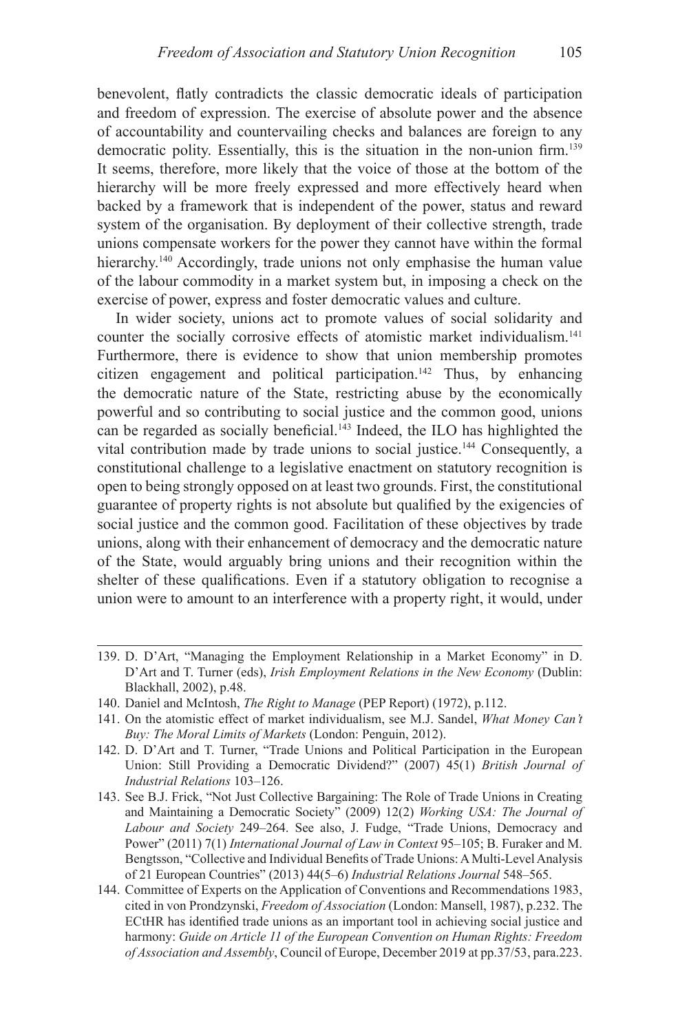benevolent, flatly contradicts the classic democratic ideals of participation and freedom of expression. The exercise of absolute power and the absence of accountability and countervailing checks and balances are foreign to any democratic polity. Essentially, this is the situation in the non-union firm.[139] It seems, therefore, more likely that the voice of those at the bottom of the hierarchy will be more freely expressed and more effectively heard when backed by a framework that is independent of the power, status and reward system of the organisation. By deployment of their collective strength, trade unions compensate workers for the power they cannot have within the formal hierarchy.[140] Accordingly, trade unions not only emphasise the human value of the labour commodity in a market system but, in imposing a check on the exercise of power, express and foster democratic values and culture.

In wider society, unions act to promote values of social solidarity and counter the socially corrosive effects of atomistic market individualism.[141] Furthermore, there is evidence to show that union membership promotes citizen engagement and political participation.[142] Thus, by enhancing the democratic nature of the State, restricting abuse by the economically powerful and so contributing to social justice and the common good, unions can be regarded as socially beneficial.[143] Indeed, the ILO has highlighted the vital contribution made by trade unions to social justice.[144] Consequently, a constitutional challenge to a legislative enactment on statutory recognition is open to being strongly opposed on at least two grounds. First, the constitutional guarantee of property rights is not absolute but qualified by the exigencies of social justice and the common good. Facilitation of these objectives by trade unions, along with their enhancement of democracy and the democratic nature of the State, would arguably bring unions and their recognition within the shelter of these qualifications. Even if a statutory obligation to recognise a union were to amount to an interference with a property right, it would, under

---

139. D. D'Art, "Managing the Employment Relationship in a Market Economy" in D. D'Art and T. Turner (eds), *Irish Employment Relations in the New Economy* (Dublin: Blackhall, 2002), p.48.

140. Daniel and McIntosh, *The Right to Manage* (PEP Report) (1972), p.112.

141. On the atomistic effect of market individualism, see M.J. Sandel, *What Money Can't Buy: The Moral Limits of Markets* (London: Penguin, 2012).

142. D. D'Art and T. Turner, "Trade Unions and Political Participation in the European Union: Still Providing a Democratic Dividend?" (2007) 45(1) *British Journal of Industrial Relations* 103–126.

143. See B.J. Frick, "Not Just Collective Bargaining: The Role of Trade Unions in Creating and Maintaining a Democratic Society" (2009) 12(2) *Working USA: The Journal of Labour and Society* 249–264. See also, J. Fudge, "Trade Unions, Democracy and Power" (2011) 7(1) *International Journal of Law in Context* 95–105; B. Furaker and M. Bengtsson, "Collective and Individual Benefits of Trade Unions: A Multi-Level Analysis of 21 European Countries" (2013) 44(5–6) *Industrial Relations Journal* 548–565.

144. Committee of Experts on the Application of Conventions and Recommendations 1983, cited in von Prondzynski, *Freedom of Association* (London: Mansell, 1987), p.232. The ECtHR has identified trade unions as an important tool in achieving social justice and harmony: *Guide on Article 11 of the European Convention on Human Rights: Freedom of Association and Assembly*, Council of Europe, December 2019 at pp.37/53, para.223.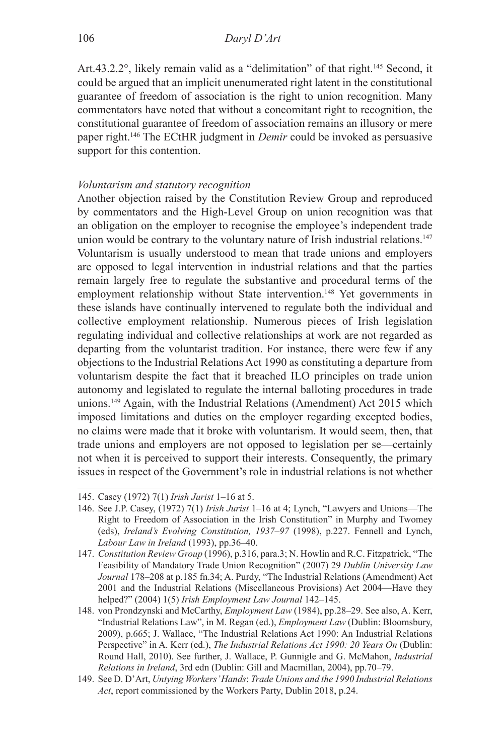Art.43.2.2°, likely remain valid as a "delimitation" of that right.[145] Second, it could be argued that an implicit unenumerated right latent in the constitutional guarantee of freedom of association is the right to union recognition. Many commentators have noted that without a concomitant right to recognition, the constitutional guarantee of freedom of association remains an illusory or mere paper right.[146] The ECtHR judgment in *Demir* could be invoked as persuasive support for this contention.

*Voluntarism and statutory recognition*

Another objection raised by the Constitution Review Group and reproduced by commentators and the High-Level Group on union recognition was that an obligation on the employer to recognise the employee's independent trade union would be contrary to the voluntary nature of Irish industrial relations.[147] Voluntarism is usually understood to mean that trade unions and employers are opposed to legal intervention in industrial relations and that the parties remain largely free to regulate the substantive and procedural terms of the employment relationship without State intervention.[148] Yet governments in these islands have continually intervened to regulate both the individual and collective employment relationship. Numerous pieces of Irish legislation regulating individual and collective relationships at work are not regarded as departing from the voluntarist tradition. For instance, there were few if any objections to the Industrial Relations Act 1990 as constituting a departure from voluntarism despite the fact that it breached ILO principles on trade union autonomy and legislated to regulate the internal balloting procedures in trade unions.[149] Again, with the Industrial Relations (Amendment) Act 2015 which imposed limitations and duties on the employer regarding excepted bodies, no claims were made that it broke with voluntarism. It would seem, then, that trade unions and employers are not opposed to legislation per se—certainly not when it is perceived to support their interests. Consequently, the primary issues in respect of the Government's role in industrial relations is not whether

145. Casey (1972) 7(1) *Irish Jurist* 1–16 at 5.

146. See J.P. Casey, (1972) 7(1) *Irish Jurist* 1–16 at 4; Lynch, "Lawyers and Unions—The Right to Freedom of Association in the Irish Constitution" in Murphy and Twomey (eds), *Ireland's Evolving Constitution, 1937–97* (1998), p.227. Fennell and Lynch, *Labour Law in Ireland* (1993), pp.36–40.

147. *Constitution Review Group* (1996), p.316, para.3; N. Howlin and R.C. Fitzpatrick, "The Feasibility of Mandatory Trade Union Recognition" (2007) 29 *Dublin University Law Journal* 178–208 at p.185 fn.34; A. Purdy, "The Industrial Relations (Amendment) Act 2001 and the Industrial Relations (Miscellaneous Provisions) Act 2004—Have they helped?" (2004) 1(5) *Irish Employment Law Journal* 142–145.

148. von Prondzynski and McCarthy, *Employment Law* (1984), pp.28–29. See also, A. Kerr, "Industrial Relations Law", in M. Regan (ed.), *Employment Law* (Dublin: Bloomsbury, 2009), p.665; J. Wallace, "The Industrial Relations Act 1990: An Industrial Relations Perspective" in A. Kerr (ed.), *The Industrial Relations Act 1990: 20 Years On* (Dublin: Round Hall, 2010). See further, J. Wallace, P. Gunnigle and G. McMahon, *Industrial Relations in Ireland*, 3rd edn (Dublin: Gill and Macmillan, 2004), pp.70–79.

149. See D. D'Art, *Untying Workers' Hands*: *Trade Unions and the 1990 Industrial Relations Act*, report commissioned by the Workers Party, Dublin 2018, p.24.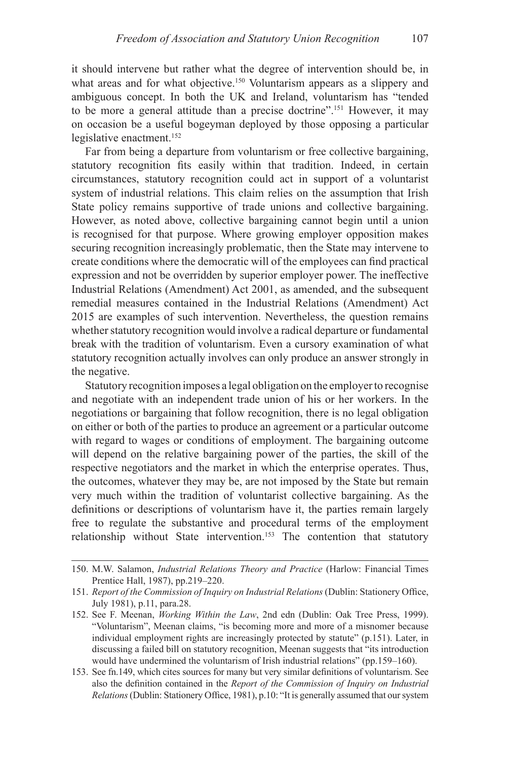it should intervene but rather what the degree of intervention should be, in what areas and for what objective.[150] Voluntarism appears as a slippery and ambiguous concept. In both the UK and Ireland, voluntarism has "tended to be more a general attitude than a precise doctrine".[151] However, it may on occasion be a useful bogeyman deployed by those opposing a particular legislative enactment.[152]

Far from being a departure from voluntarism or free collective bargaining, statutory recognition fits easily within that tradition. Indeed, in certain circumstances, statutory recognition could act in support of a voluntarist system of industrial relations. This claim relies on the assumption that Irish State policy remains supportive of trade unions and collective bargaining. However, as noted above, collective bargaining cannot begin until a union is recognised for that purpose. Where growing employer opposition makes securing recognition increasingly problematic, then the State may intervene to create conditions where the democratic will of the employees can find practical expression and not be overridden by superior employer power. The ineffective Industrial Relations (Amendment) Act 2001, as amended, and the subsequent remedial measures contained in the Industrial Relations (Amendment) Act 2015 are examples of such intervention. Nevertheless, the question remains whether statutory recognition would involve a radical departure or fundamental break with the tradition of voluntarism. Even a cursory examination of what statutory recognition actually involves can only produce an answer strongly in the negative.

Statutory recognition imposes a legal obligation on the employer to recognise and negotiate with an independent trade union of his or her workers. In the negotiations or bargaining that follow recognition, there is no legal obligation on either or both of the parties to produce an agreement or a particular outcome with regard to wages or conditions of employment. The bargaining outcome will depend on the relative bargaining power of the parties, the skill of the respective negotiators and the market in which the enterprise operates. Thus, the outcomes, whatever they may be, are not imposed by the State but remain very much within the tradition of voluntarist collective bargaining. As the definitions or descriptions of voluntarism have it, the parties remain largely free to regulate the substantive and procedural terms of the employment relationship without State intervention.[153] The contention that statutory

---

150. M.W. Salamon, *Industrial Relations Theory and Practice* (Harlow: Financial Times Prentice Hall, 1987), pp.219–220.

151. *Report of the Commission of Inquiry on Industrial Relations* (Dublin: Stationery Office, July 1981), p.11, para.28.

152. See F. Meenan, *Working Within the Law*, 2nd edn (Dublin: Oak Tree Press, 1999). "Voluntarism", Meenan claims, "is becoming more and more of a misnomer because individual employment rights are increasingly protected by statute" (p.151). Later, in discussing a failed bill on statutory recognition, Meenan suggests that "its introduction would have undermined the voluntarism of Irish industrial relations" (pp.159–160).

153. See fn.149, which cites sources for many but very similar definitions of voluntarism. See also the definition contained in the *Report of the Commission of Inquiry on Industrial Relations* (Dublin: Stationery Office, 1981), p.10: "It is generally assumed that our system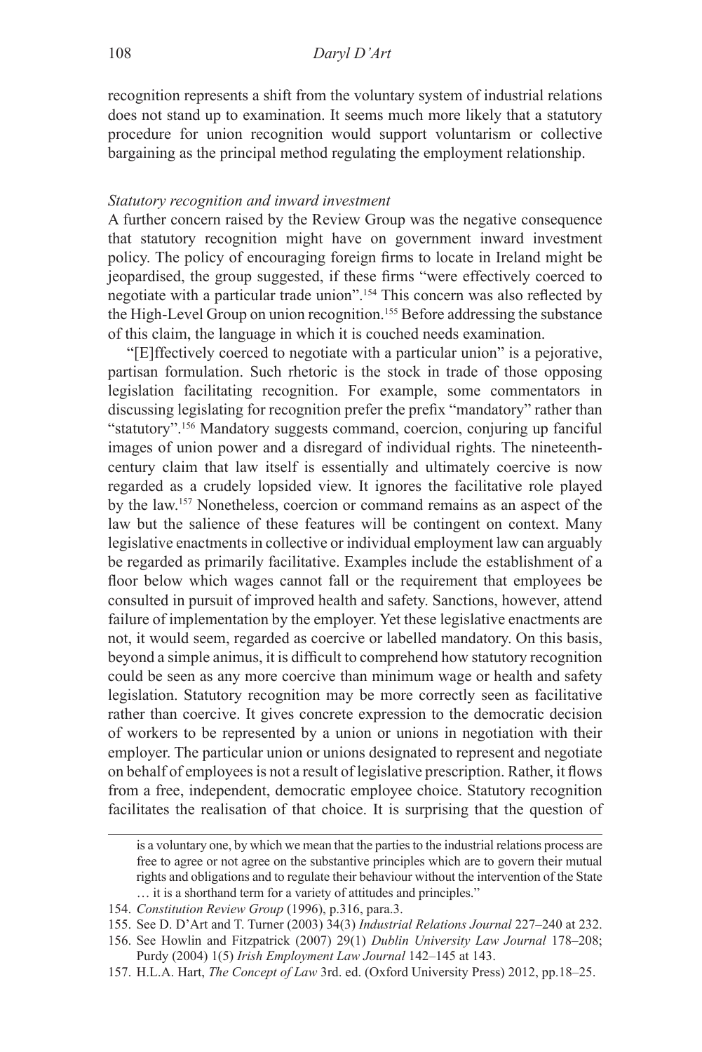recognition represents a shift from the voluntary system of industrial relations does not stand up to examination. It seems much more likely that a statutory procedure for union recognition would support voluntarism or collective bargaining as the principal method regulating the employment relationship.

*Statutory recognition and inward investment*

A further concern raised by the Review Group was the negative consequence that statutory recognition might have on government inward investment policy. The policy of encouraging foreign firms to locate in Ireland might be jeopardised, the group suggested, if these firms "were effectively coerced to negotiate with a particular trade union".[154] This concern was also reflected by the High-Level Group on union recognition.[155] Before addressing the substance of this claim, the language in which it is couched needs examination.

"[E]ffectively coerced to negotiate with a particular union" is a pejorative, partisan formulation. Such rhetoric is the stock in trade of those opposing legislation facilitating recognition. For example, some commentators in discussing legislating for recognition prefer the prefix "mandatory" rather than "statutory".[156] Mandatory suggests command, coercion, conjuring up fanciful images of union power and a disregard of individual rights. The nineteenth-century claim that law itself is essentially and ultimately coercive is now regarded as a crudely lopsided view. It ignores the facilitative role played by the law.[157] Nonetheless, coercion or command remains as an aspect of the law but the salience of these features will be contingent on context. Many legislative enactments in collective or individual employment law can arguably be regarded as primarily facilitative. Examples include the establishment of a floor below which wages cannot fall or the requirement that employees be consulted in pursuit of improved health and safety. Sanctions, however, attend failure of implementation by the employer. Yet these legislative enactments are not, it would seem, regarded as coercive or labelled mandatory. On this basis, beyond a simple animus, it is difficult to comprehend how statutory recognition could be seen as any more coercive than minimum wage or health and safety legislation. Statutory recognition may be more correctly seen as facilitative rather than coercive. It gives concrete expression to the democratic decision of workers to be represented by a union or unions in negotiation with their employer. The particular union or unions designated to represent and negotiate on behalf of employees is not a result of legislative prescription. Rather, it flows from a free, independent, democratic employee choice. Statutory recognition facilitates the realisation of that choice. It is surprising that the question of

---

is a voluntary one, by which we mean that the parties to the industrial relations process are free to agree or not agree on the substantive principles which are to govern their mutual rights and obligations and to regulate their behaviour without the intervention of the State … it is a shorthand term for a variety of attitudes and principles."

154. *Constitution Review Group* (1996), p.316, para.3.
155. See D. D'Art and T. Turner (2003) 34(3) *Industrial Relations Journal* 227–240 at 232.
156. See Howlin and Fitzpatrick (2007) 29(1) *Dublin University Law Journal* 178–208; Purdy (2004) 1(5) *Irish Employment Law Journal* 142–145 at 143.
157. H.L.A. Hart, *The Concept of Law* 3rd. ed. (Oxford University Press) 2012, pp.18–25.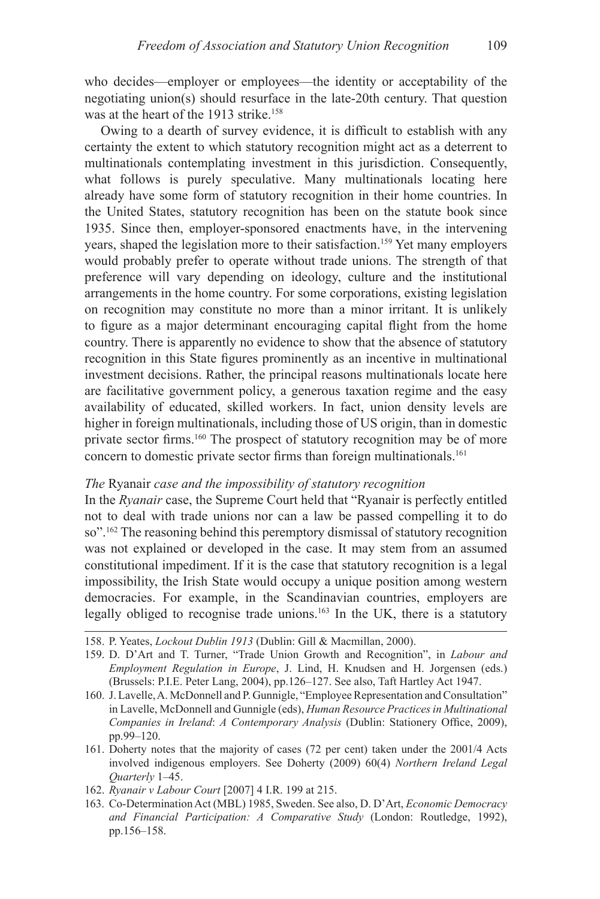who decides—employer or employees—the identity or acceptability of the negotiating union(s) should resurface in the late-20th century. That question was at the heart of the 1913 strike.[158]

Owing to a dearth of survey evidence, it is difficult to establish with any certainty the extent to which statutory recognition might act as a deterrent to multinationals contemplating investment in this jurisdiction. Consequently, what follows is purely speculative. Many multinationals locating here already have some form of statutory recognition in their home countries. In the United States, statutory recognition has been on the statute book since 1935. Since then, employer-sponsored enactments have, in the intervening years, shaped the legislation more to their satisfaction.[159] Yet many employers would probably prefer to operate without trade unions. The strength of that preference will vary depending on ideology, culture and the institutional arrangements in the home country. For some corporations, existing legislation on recognition may constitute no more than a minor irritant. It is unlikely to figure as a major determinant encouraging capital flight from the home country. There is apparently no evidence to show that the absence of statutory recognition in this State figures prominently as an incentive in multinational investment decisions. Rather, the principal reasons multinationals locate here are facilitative government policy, a generous taxation regime and the easy availability of educated, skilled workers. In fact, union density levels are higher in foreign multinationals, including those of US origin, than in domestic private sector firms.[160] The prospect of statutory recognition may be of more concern to domestic private sector firms than foreign multinationals.[161]

### *The* Ryanair *case and the impossibility of statutory recognition*

In the *Ryanair* case, the Supreme Court held that "Ryanair is perfectly entitled not to deal with trade unions nor can a law be passed compelling it to do so".[162] The reasoning behind this peremptory dismissal of statutory recognition was not explained or developed in the case. It may stem from an assumed constitutional impediment. If it is the case that statutory recognition is a legal impossibility, the Irish State would occupy a unique position among western democracies. For example, in the Scandinavian countries, employers are legally obliged to recognise trade unions.[163] In the UK, there is a statutory

---

158. P. Yeates, *Lockout Dublin 1913* (Dublin: Gill & Macmillan, 2000).

159. D. D'Art and T. Turner, "Trade Union Growth and Recognition", in *Labour and Employment Regulation in Europe*, J. Lind, H. Knudsen and H. Jorgensen (eds.) (Brussels: P.I.E. Peter Lang, 2004), pp.126–127. See also, Taft Hartley Act 1947.

160. J. Lavelle, A. McDonnell and P. Gunnigle, "Employee Representation and Consultation" in Lavelle, McDonnell and Gunnigle (eds), *Human Resource Practices in Multinational Companies in Ireland*: *A Contemporary Analysis* (Dublin: Stationery Office, 2009), pp.99–120.

161. Doherty notes that the majority of cases (72 per cent) taken under the 2001/4 Acts involved indigenous employers. See Doherty (2009) 60(4) *Northern Ireland Legal Quarterly* 1–45.

162. *Ryanair v Labour Court* [2007] 4 I.R. 199 at 215.

163. Co-Determination Act (MBL) 1985, Sweden. See also, D. D'Art, *Economic Democracy and Financial Participation: A Comparative Study* (London: Routledge, 1992), pp.156–158.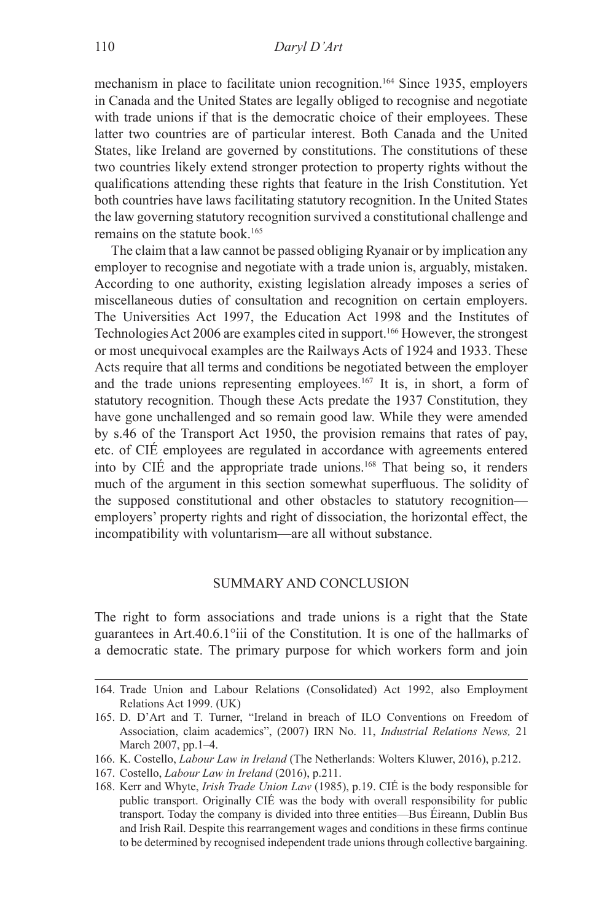mechanism in place to facilitate union recognition.[164] Since 1935, employers in Canada and the United States are legally obliged to recognise and negotiate with trade unions if that is the democratic choice of their employees. These latter two countries are of particular interest. Both Canada and the United States, like Ireland are governed by constitutions. The constitutions of these two countries likely extend stronger protection to property rights without the qualifications attending these rights that feature in the Irish Constitution. Yet both countries have laws facilitating statutory recognition. In the United States the law governing statutory recognition survived a constitutional challenge and remains on the statute book.[165]

The claim that a law cannot be passed obliging Ryanair or by implication any employer to recognise and negotiate with a trade union is, arguably, mistaken. According to one authority, existing legislation already imposes a series of miscellaneous duties of consultation and recognition on certain employers. The Universities Act 1997, the Education Act 1998 and the Institutes of Technologies Act 2006 are examples cited in support.[166] However, the strongest or most unequivocal examples are the Railways Acts of 1924 and 1933. These Acts require that all terms and conditions be negotiated between the employer and the trade unions representing employees.[167] It is, in short, a form of statutory recognition. Though these Acts predate the 1937 Constitution, they have gone unchallenged and so remain good law. While they were amended by s.46 of the Transport Act 1950, the provision remains that rates of pay, etc. of CIÉ employees are regulated in accordance with agreements entered into by CIÉ and the appropriate trade unions.[168] That being so, it renders much of the argument in this section somewhat superfluous. The solidity of the supposed constitutional and other obstacles to statutory recognition—employers' property rights and right of dissociation, the horizontal effect, the incompatibility with voluntarism—are all without substance.

## SUMMARY AND CONCLUSION

The right to form associations and trade unions is a right that the State guarantees in Art.40.6.1°iii of the Constitution. It is one of the hallmarks of a democratic state. The primary purpose for which workers form and join

---

164. Trade Union and Labour Relations (Consolidated) Act 1992, also Employment Relations Act 1999. (UK)

165. D. D'Art and T. Turner, "Ireland in breach of ILO Conventions on Freedom of Association, claim academics", (2007) IRN No. 11, *Industrial Relations News,* 21 March 2007, pp.1–4.

166. K. Costello, *Labour Law in Ireland* (The Netherlands: Wolters Kluwer, 2016), p.212.

167. Costello, *Labour Law in Ireland* (2016), p.211.

168. Kerr and Whyte, *Irish Trade Union Law* (1985), p.19. CIÉ is the body responsible for public transport. Originally CIÉ was the body with overall responsibility for public transport. Today the company is divided into three entities—Bus Éireann, Dublin Bus and Irish Rail. Despite this rearrangement wages and conditions in these firms continue to be determined by recognised independent trade unions through collective bargaining.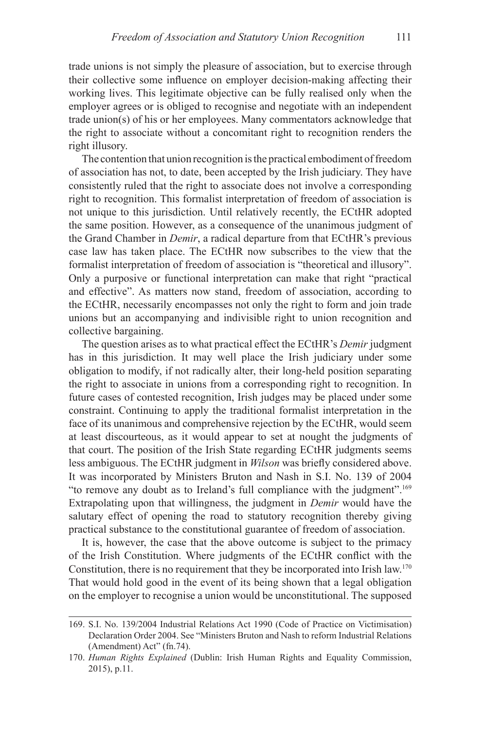trade unions is not simply the pleasure of association, but to exercise through their collective some influence on employer decision-making affecting their working lives. This legitimate objective can be fully realised only when the employer agrees or is obliged to recognise and negotiate with an independent trade union(s) of his or her employees. Many commentators acknowledge that the right to associate without a concomitant right to recognition renders the right illusory.

The contention that union recognition is the practical embodiment of freedom of association has not, to date, been accepted by the Irish judiciary. They have consistently ruled that the right to associate does not involve a corresponding right to recognition. This formalist interpretation of freedom of association is not unique to this jurisdiction. Until relatively recently, the ECtHR adopted the same position. However, as a consequence of the unanimous judgment of the Grand Chamber in *Demir*, a radical departure from that ECtHR's previous case law has taken place. The ECtHR now subscribes to the view that the formalist interpretation of freedom of association is "theoretical and illusory". Only a purposive or functional interpretation can make that right "practical and effective". As matters now stand, freedom of association, according to the ECtHR, necessarily encompasses not only the right to form and join trade unions but an accompanying and indivisible right to union recognition and collective bargaining.

The question arises as to what practical effect the ECtHR's *Demir* judgment has in this jurisdiction. It may well place the Irish judiciary under some obligation to modify, if not radically alter, their long-held position separating the right to associate in unions from a corresponding right to recognition. In future cases of contested recognition, Irish judges may be placed under some constraint. Continuing to apply the traditional formalist interpretation in the face of its unanimous and comprehensive rejection by the ECtHR, would seem at least discourteous, as it would appear to set at nought the judgments of that court. The position of the Irish State regarding ECtHR judgments seems less ambiguous. The ECtHR judgment in *Wilson* was briefly considered above. It was incorporated by Ministers Bruton and Nash in S.I. No. 139 of 2004 "to remove any doubt as to Ireland's full compliance with the judgment".[169] Extrapolating upon that willingness, the judgment in *Demir* would have the salutary effect of opening the road to statutory recognition thereby giving practical substance to the constitutional guarantee of freedom of association.

It is, however, the case that the above outcome is subject to the primacy of the Irish Constitution. Where judgments of the ECtHR conflict with the Constitution, there is no requirement that they be incorporated into Irish law.[170] That would hold good in the event of its being shown that a legal obligation on the employer to recognise a union would be unconstitutional. The supposed

---

169. S.I. No. 139/2004 Industrial Relations Act 1990 (Code of Practice on Victimisation) Declaration Order 2004. See "Ministers Bruton and Nash to reform Industrial Relations (Amendment) Act" (fn.74).

170. *Human Rights Explained* (Dublin: Irish Human Rights and Equality Commission, 2015), p.11.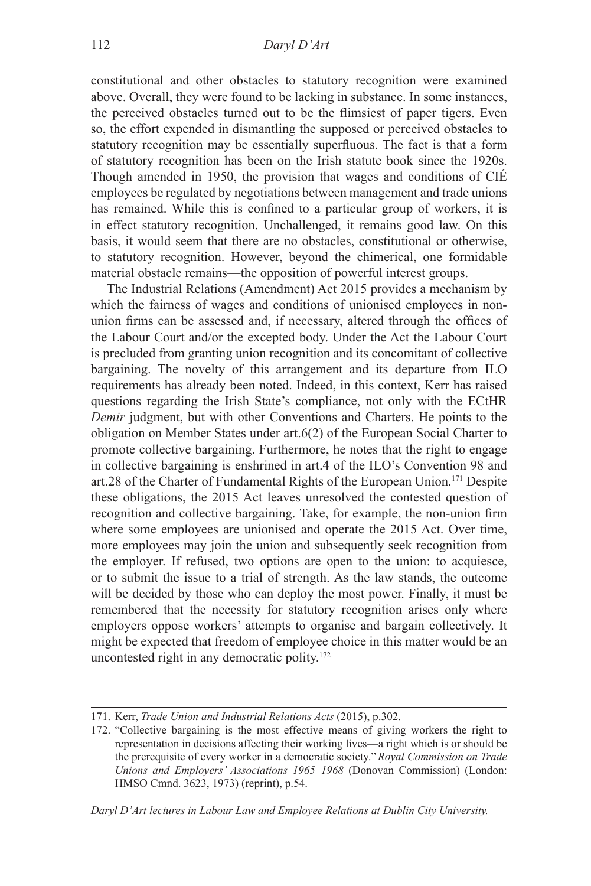constitutional and other obstacles to statutory recognition were examined above. Overall, they were found to be lacking in substance. In some instances, the perceived obstacles turned out to be the flimsiest of paper tigers. Even so, the effort expended in dismantling the supposed or perceived obstacles to statutory recognition may be essentially superfluous. The fact is that a form of statutory recognition has been on the Irish statute book since the 1920s. Though amended in 1950, the provision that wages and conditions of CIÉ employees be regulated by negotiations between management and trade unions has remained. While this is confined to a particular group of workers, it is in effect statutory recognition. Unchallenged, it remains good law. On this basis, it would seem that there are no obstacles, constitutional or otherwise, to statutory recognition. However, beyond the chimerical, one formidable material obstacle remains—the opposition of powerful interest groups.

The Industrial Relations (Amendment) Act 2015 provides a mechanism by which the fairness of wages and conditions of unionised employees in non-union firms can be assessed and, if necessary, altered through the offices of the Labour Court and/or the excepted body. Under the Act the Labour Court is precluded from granting union recognition and its concomitant of collective bargaining. The novelty of this arrangement and its departure from ILO requirements has already been noted. Indeed, in this context, Kerr has raised questions regarding the Irish State's compliance, not only with the ECtHR *Demir* judgment, but with other Conventions and Charters. He points to the obligation on Member States under art.6(2) of the European Social Charter to promote collective bargaining. Furthermore, he notes that the right to engage in collective bargaining is enshrined in art.4 of the ILO's Convention 98 and art.28 of the Charter of Fundamental Rights of the European Union.[171] Despite these obligations, the 2015 Act leaves unresolved the contested question of recognition and collective bargaining. Take, for example, the non-union firm where some employees are unionised and operate the 2015 Act. Over time, more employees may join the union and subsequently seek recognition from the employer. If refused, two options are open to the union: to acquiesce, or to submit the issue to a trial of strength. As the law stands, the outcome will be decided by those who can deploy the most power. Finally, it must be remembered that the necessity for statutory recognition arises only where employers oppose workers' attempts to organise and bargain collectively. It might be expected that freedom of employee choice in this matter would be an uncontested right in any democratic polity.[172]

---

171. Kerr, *Trade Union and Industrial Relations Acts* (2015), p.302.

172. "Collective bargaining is the most effective means of giving workers the right to representation in decisions affecting their working lives—a right which is or should be the prerequisite of every worker in a democratic society." *Royal Commission on Trade Unions and Employers' Associations 1965–1968* (Donovan Commission) (London: HMSO Cmnd. 3623, 1973) (reprint), p.54.

*Daryl D'Art lectures in Labour Law and Employee Relations at Dublin City University.*